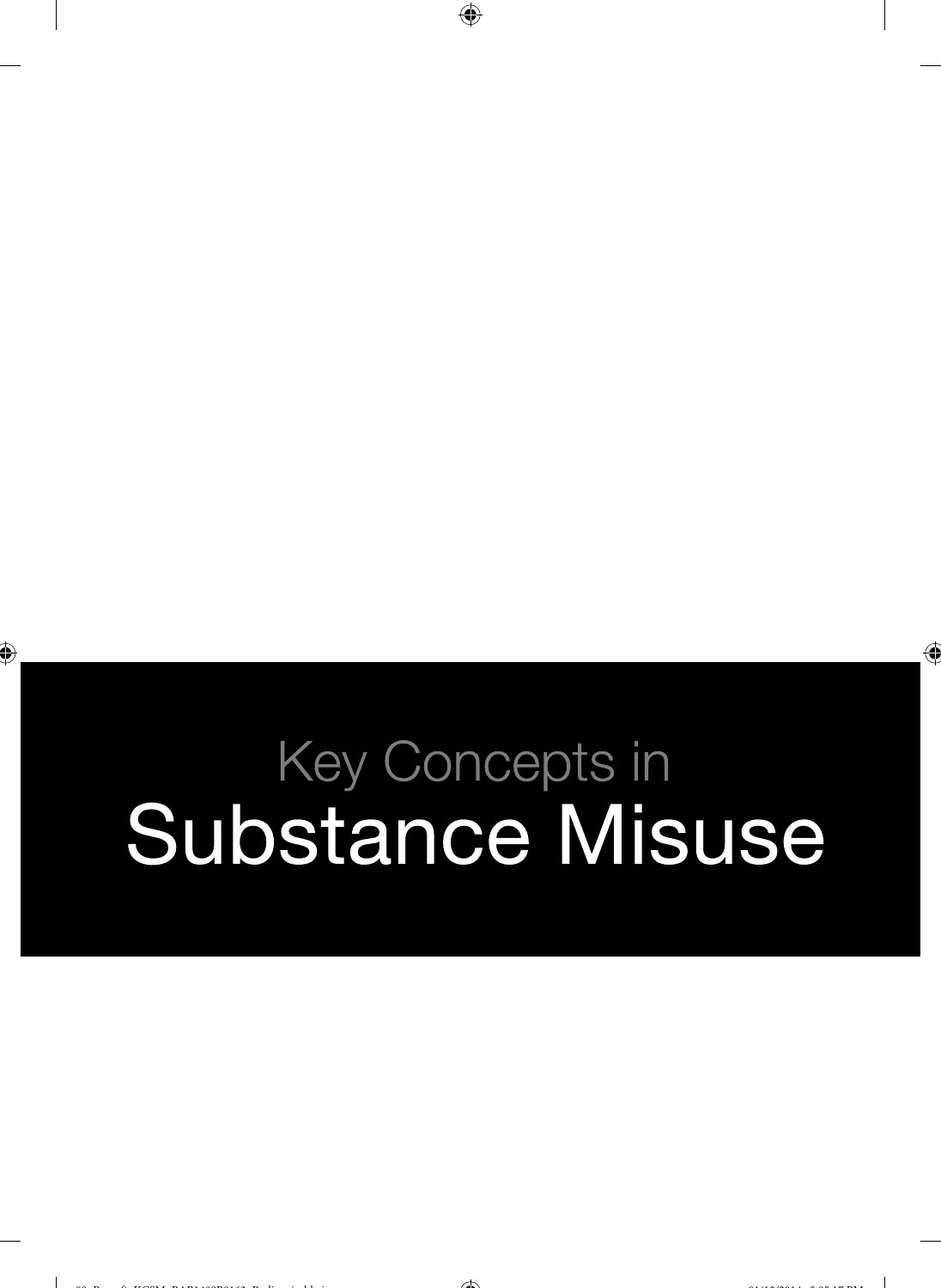# Key Concepts in Substance Misuse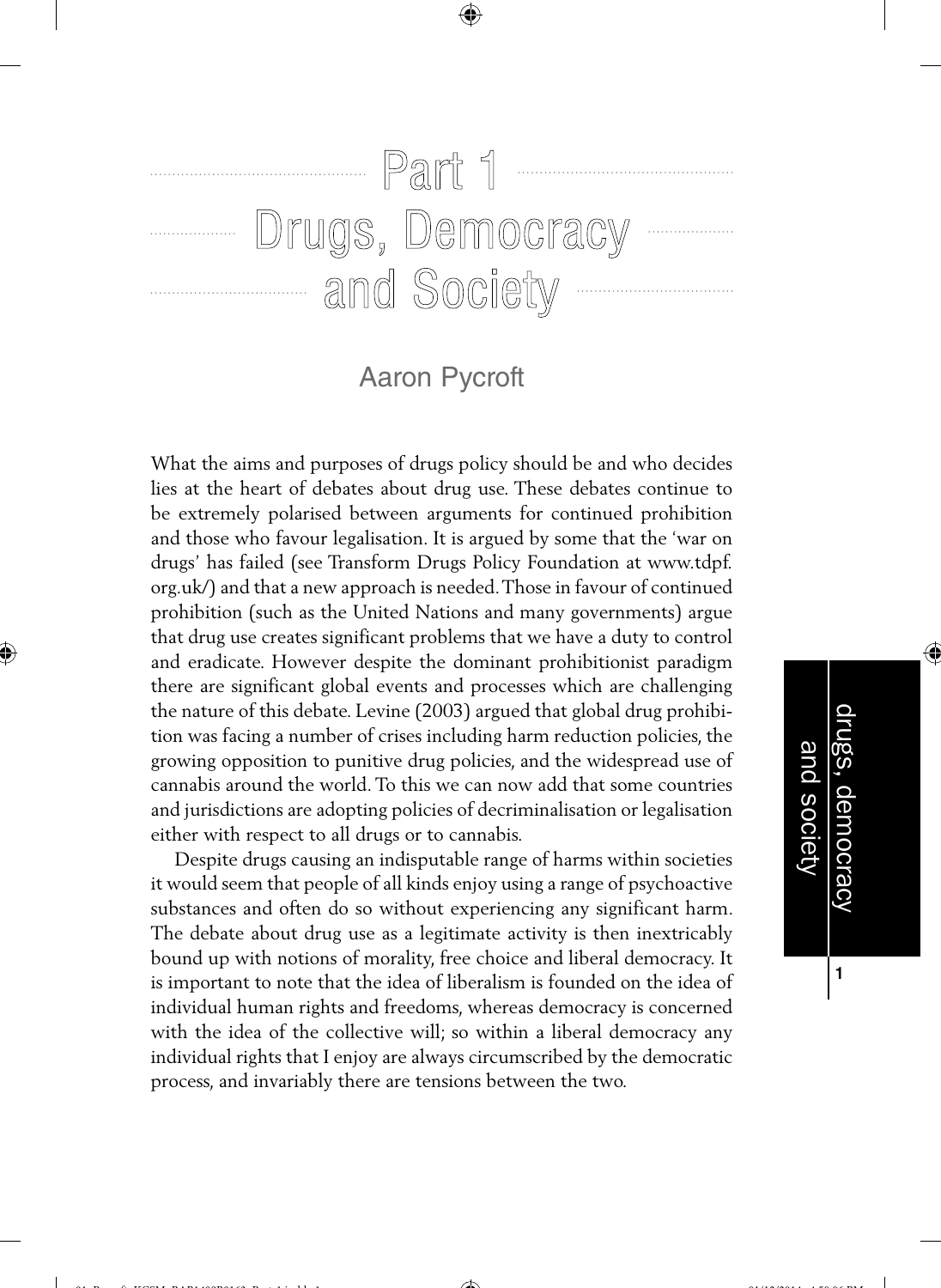# Part 1
# Drugs, Democracy and Society

Aaron Pycroft

What the aims and purposes of drugs policy should be and who decides lies at the heart of debates about drug use. These debates continue to be extremely polarised between arguments for continued prohibition and those who favour legalisation. It is argued by some that the 'war on drugs' has failed (see Transform Drugs Policy Foundation at www.tdpf.org.uk/) and that a new approach is needed. Those in favour of continued prohibition (such as the United Nations and many governments) argue that drug use creates significant problems that we have a duty to control and eradicate. However despite the dominant prohibitionist paradigm there are significant global events and processes which are challenging the nature of this debate. Levine (2003) argued that global drug prohibition was facing a number of crises including harm reduction policies, the growing opposition to punitive drug policies, and the widespread use of cannabis around the world. To this we can now add that some countries and jurisdictions are adopting policies of decriminalisation or legalisation either with respect to all drugs or to cannabis.

Despite drugs causing an indisputable range of harms within societies it would seem that people of all kinds enjoy using a range of psychoactive substances and often do so without experiencing any significant harm. The debate about drug use as a legitimate activity is then inextricably bound up with notions of morality, free choice and liberal democracy. It is important to note that the idea of liberalism is founded on the idea of individual human rights and freedoms, whereas democracy is concerned with the idea of the collective will; so within a liberal democracy any individual rights that I enjoy are always circumscribed by the democratic process, and invariably there are tensions between the two.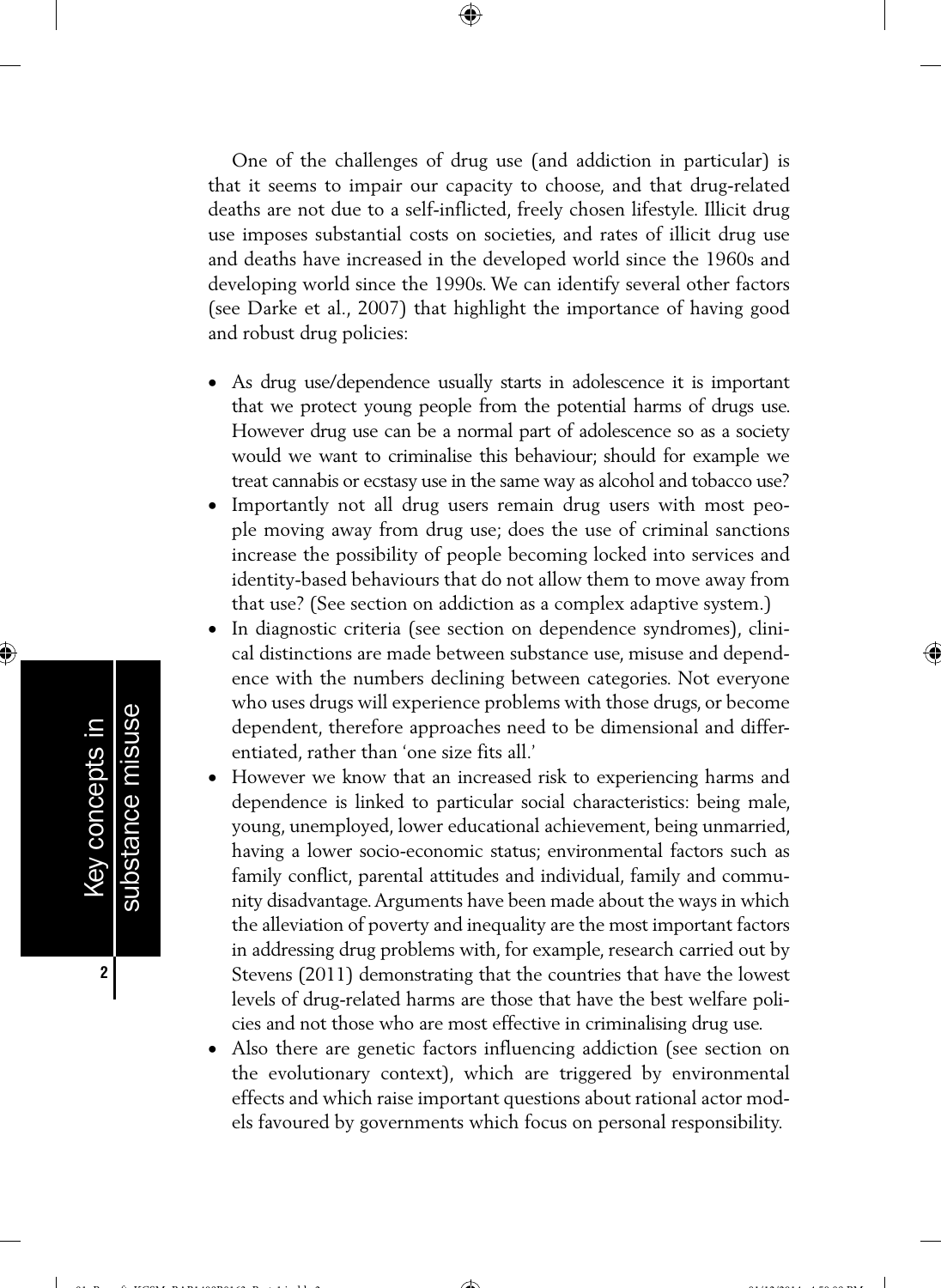One of the challenges of drug use (and addiction in particular) is that it seems to impair our capacity to choose, and that drug-related deaths are not due to a self-inflicted, freely chosen lifestyle. Illicit drug use imposes substantial costs on societies, and rates of illicit drug use and deaths have increased in the developed world since the 1960s and developing world since the 1990s. We can identify several other factors (see Darke et al., 2007) that highlight the importance of having good and robust drug policies:

- As drug use/dependence usually starts in adolescence it is important that we protect young people from the potential harms of drugs use. However drug use can be a normal part of adolescence so as a society would we want to criminalise this behaviour; should for example we treat cannabis or ecstasy use in the same way as alcohol and tobacco use?
- Importantly not all drug users remain drug users with most people moving away from drug use; does the use of criminal sanctions increase the possibility of people becoming locked into services and identity-based behaviours that do not allow them to move away from that use? (See section on addiction as a complex adaptive system.)
- In diagnostic criteria (see section on dependence syndromes), clinical distinctions are made between substance use, misuse and dependence with the numbers declining between categories. Not everyone who uses drugs will experience problems with those drugs, or become dependent, therefore approaches need to be dimensional and differentiated, rather than 'one size fits all.'
- However we know that an increased risk to experiencing harms and dependence is linked to particular social characteristics: being male, young, unemployed, lower educational achievement, being unmarried, having a lower socio-economic status; environmental factors such as family conflict, parental attitudes and individual, family and community disadvantage. Arguments have been made about the ways in which the alleviation of poverty and inequality are the most important factors in addressing drug problems with, for example, research carried out by Stevens (2011) demonstrating that the countries that have the lowest levels of drug-related harms are those that have the best welfare policies and not those who are most effective in criminalising drug use.
- Also there are genetic factors influencing addiction (see section on the evolutionary context), which are triggered by environmental effects and which raise important questions about rational actor models favoured by governments which focus on personal responsibility.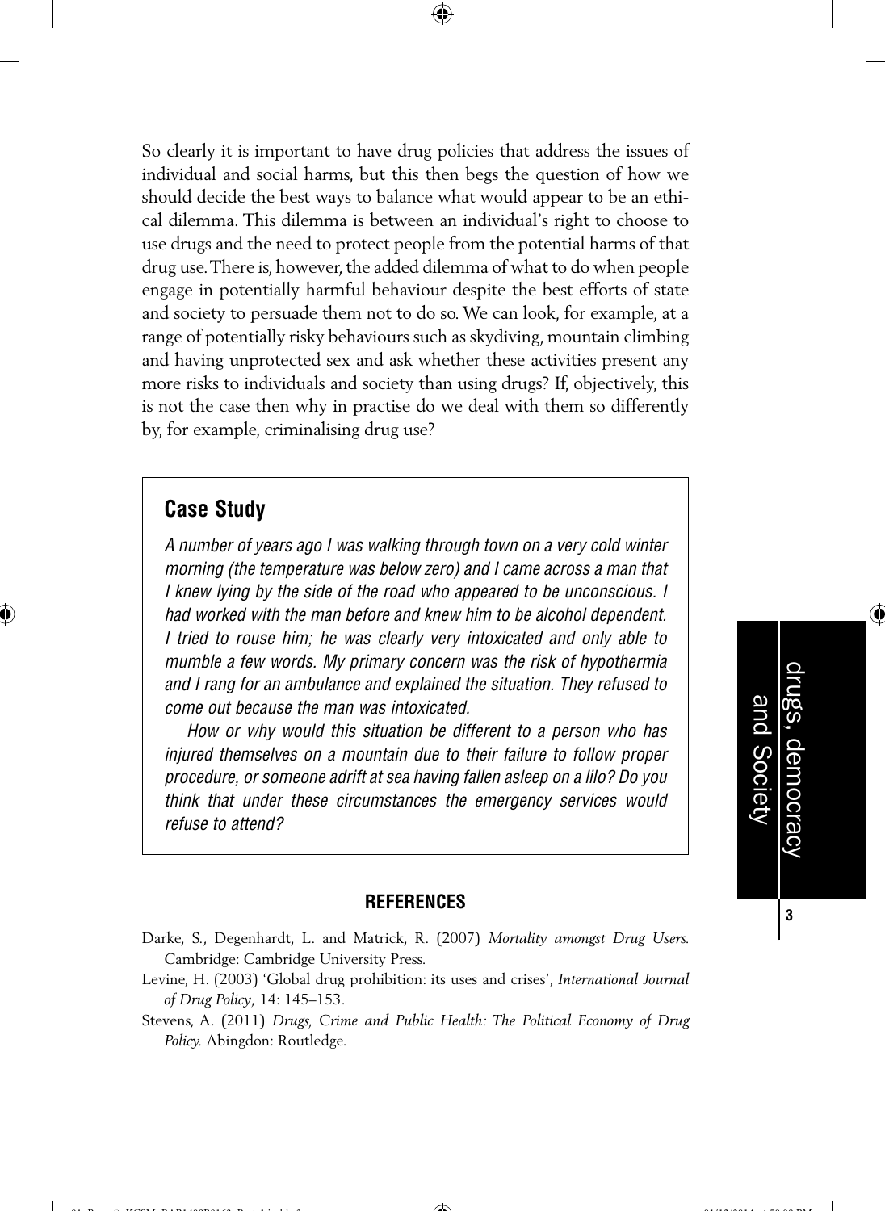So clearly it is important to have drug policies that address the issues of individual and social harms, but this then begs the question of how we should decide the best ways to balance what would appear to be an ethical dilemma. This dilemma is between an individual's right to choose to use drugs and the need to protect people from the potential harms of that drug use. There is, however, the added dilemma of what to do when people engage in potentially harmful behaviour despite the best efforts of state and society to persuade them not to do so. We can look, for example, at a range of potentially risky behaviours such as skydiving, mountain climbing and having unprotected sex and ask whether these activities present any more risks to individuals and society than using drugs? If, objectively, this is not the case then why in practise do we deal with them so differently by, for example, criminalising drug use?

## Case Study

*A number of years ago I was walking through town on a very cold winter morning (the temperature was below zero) and I came across a man that I knew lying by the side of the road who appeared to be unconscious. I had worked with the man before and knew him to be alcohol dependent. I tried to rouse him; he was clearly very intoxicated and only able to mumble a few words. My primary concern was the risk of hypothermia and I rang for an ambulance and explained the situation. They refused to come out because the man was intoxicated.*

*How or why would this situation be different to a person who has injured themselves on a mountain due to their failure to follow proper procedure, or someone adrift at sea having fallen asleep on a lilo? Do you think that under these circumstances the emergency services would refuse to attend?*

## REFERENCES

Darke, S., Degenhardt, L. and Matrick, R. (2007) *Mortality amongst Drug Users.* Cambridge: Cambridge University Press.

Levine, H. (2003) 'Global drug prohibition: its uses and crises', *International Journal of Drug Policy*, 14: 145–153.

Stevens, A. (2011) *Drugs, Crime and Public Health: The Political Economy of Drug Policy.* Abingdon: Routledge.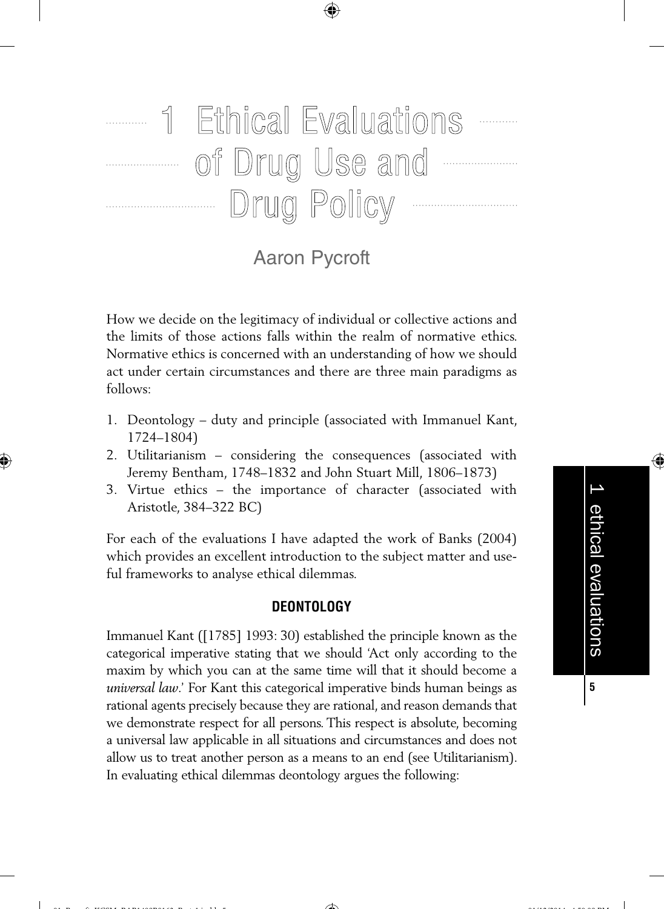# 1 Ethical Evaluations of Drug Use and Drug Policy

Aaron Pycroft

How we decide on the legitimacy of individual or collective actions and the limits of those actions falls within the realm of normative ethics. Normative ethics is concerned with an understanding of how we should act under certain circumstances and there are three main paradigms as follows:

1. Deontology – duty and principle (associated with Immanuel Kant, 1724–1804)
2. Utilitarianism – considering the consequences (associated with Jeremy Bentham, 1748–1832 and John Stuart Mill, 1806–1873)
3. Virtue ethics – the importance of character (associated with Aristotle, 384–322 BC)

For each of the evaluations I have adapted the work of Banks (2004) which provides an excellent introduction to the subject matter and useful frameworks to analyse ethical dilemmas.

## DEONTOLOGY

Immanuel Kant ([1785] 1993: 30) established the principle known as the categorical imperative stating that we should 'Act only according to the maxim by which you can at the same time will that it should become a *universal law*.' For Kant this categorical imperative binds human beings as rational agents precisely because they are rational, and reason demands that we demonstrate respect for all persons. This respect is absolute, becoming a universal law applicable in all situations and circumstances and does not allow us to treat another person as a means to an end (see Utilitarianism). In evaluating ethical dilemmas deontology argues the following: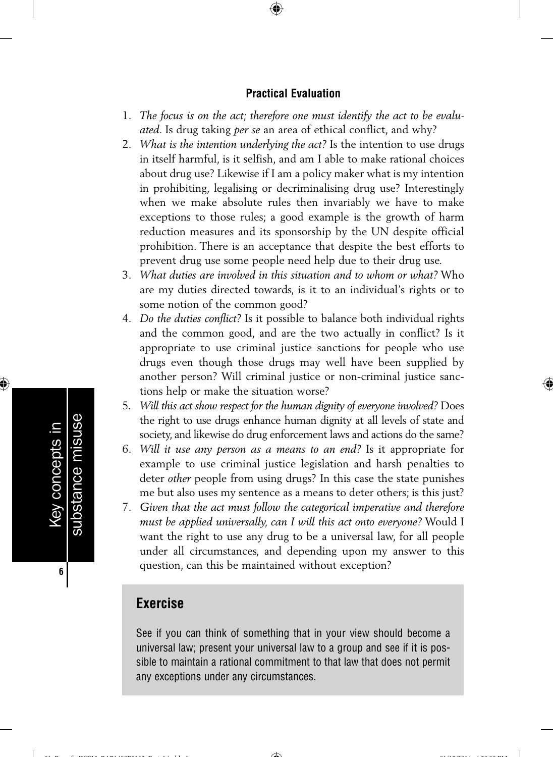### Practical Evaluation

1. *The focus is on the act; therefore one must identify the act to be evaluated*. Is drug taking *per se* an area of ethical conflict, and why?
2. *What is the intention underlying the act?* Is the intention to use drugs in itself harmful, is it selfish, and am I able to make rational choices about drug use? Likewise if I am a policy maker what is my intention in prohibiting, legalising or decriminalising drug use? Interestingly when we make absolute rules then invariably we have to make exceptions to those rules; a good example is the growth of harm reduction measures and its sponsorship by the UN despite official prohibition. There is an acceptance that despite the best efforts to prevent drug use some people need help due to their drug use.
3. *What duties are involved in this situation and to whom or what?* Who are my duties directed towards, is it to an individual's rights or to some notion of the common good?
4. *Do the duties conflict?* Is it possible to balance both individual rights and the common good, and are the two actually in conflict? Is it appropriate to use criminal justice sanctions for people who use drugs even though those drugs may well have been supplied by another person? Will criminal justice or non-criminal justice sanctions help or make the situation worse?
5. *Will this act show respect for the human dignity of everyone involved?* Does the right to use drugs enhance human dignity at all levels of state and society, and likewise do drug enforcement laws and actions do the same?
6. *Will it use any person as a means to an end*? Is it appropriate for example to use criminal justice legislation and harsh penalties to deter *other* people from using drugs? In this case the state punishes me but also uses my sentence as a means to deter others; is this just?
7. *Given that the act must follow the categorical imperative and therefore must be applied universally, can I will this act onto everyone?* Would I want the right to use any drug to be a universal law, for all people under all circumstances, and depending upon my answer to this question, can this be maintained without exception?

## Exercise

See if you can think of something that in your view should become a universal law; present your universal law to a group and see if it is possible to maintain a rational commitment to that law that does not permit any exceptions under any circumstances.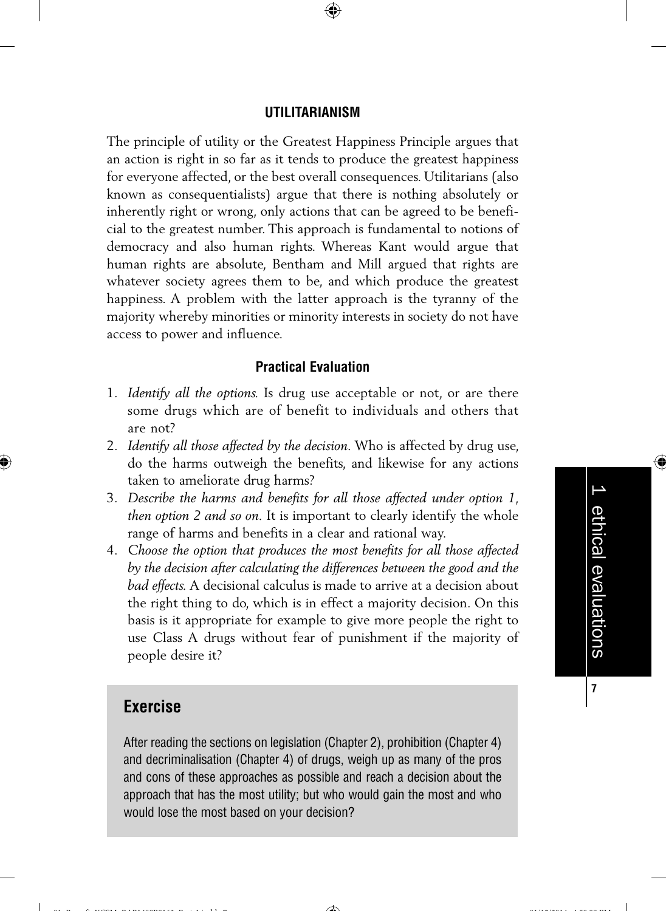## UTILITARIANISM

The principle of utility or the Greatest Happiness Principle argues that an action is right in so far as it tends to produce the greatest happiness for everyone affected, or the best overall consequences. Utilitarians (also known as consequentialists) argue that there is nothing absolutely or inherently right or wrong, only actions that can be agreed to be beneficial to the greatest number. This approach is fundamental to notions of democracy and also human rights. Whereas Kant would argue that human rights are absolute, Bentham and Mill argued that rights are whatever society agrees them to be, and which produce the greatest happiness. A problem with the latter approach is the tyranny of the majority whereby minorities or minority interests in society do not have access to power and influence.

### Practical Evaluation

1. *Identify all the options.* Is drug use acceptable or not, or are there some drugs which are of benefit to individuals and others that are not?
2. *Identify all those affected by the decision.* Who is affected by drug use, do the harms outweigh the benefits, and likewise for any actions taken to ameliorate drug harms?
3. *Describe the harms and benefits for all those affected under option 1, then option 2 and so on.* It is important to clearly identify the whole range of harms and benefits in a clear and rational way.
4. *Choose the option that produces the most benefits for all those affected by the decision after calculating the differences between the good and the bad effects.* A decisional calculus is made to arrive at a decision about the right thing to do, which is in effect a majority decision. On this basis is it appropriate for example to give more people the right to use Class A drugs without fear of punishment if the majority of people desire it?

### Exercise

After reading the sections on legislation (Chapter 2), prohibition (Chapter 4) and decriminalisation (Chapter 4) of drugs, weigh up as many of the pros and cons of these approaches as possible and reach a decision about the approach that has the most utility; but who would gain the most and who would lose the most based on your decision?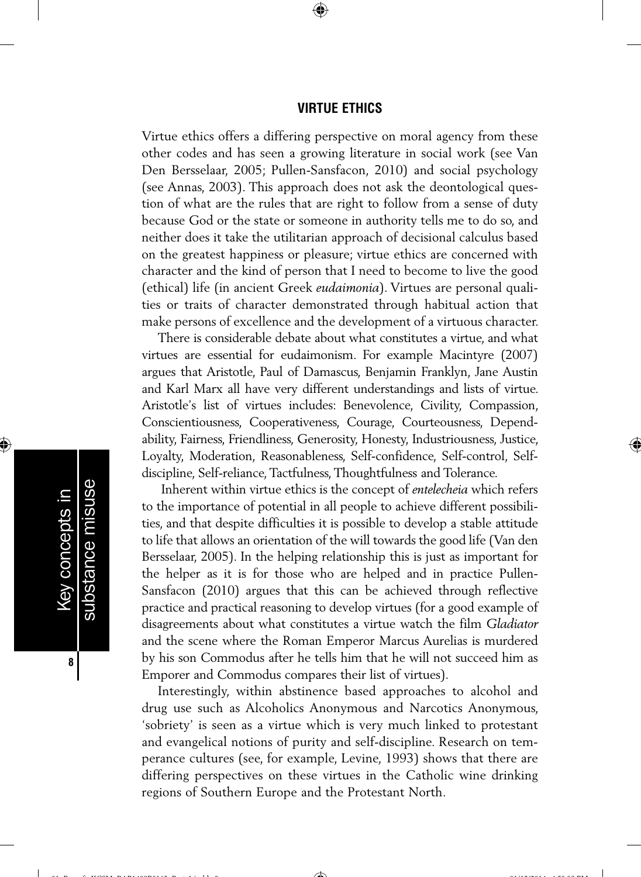## VIRTUE ETHICS

Virtue ethics offers a differing perspective on moral agency from these other codes and has seen a growing literature in social work (see Van Den Bersselaar, 2005; Pullen-Sansfacon, 2010) and social psychology (see Annas, 2003). This approach does not ask the deontological question of what are the rules that are right to follow from a sense of duty because God or the state or someone in authority tells me to do so, and neither does it take the utilitarian approach of decisional calculus based on the greatest happiness or pleasure; virtue ethics are concerned with character and the kind of person that I need to become to live the good (ethical) life (in ancient Greek *eudaimonia*). Virtues are personal qualities or traits of character demonstrated through habitual action that make persons of excellence and the development of a virtuous character.

There is considerable debate about what constitutes a virtue, and what virtues are essential for eudaimonism. For example Macintyre (2007) argues that Aristotle, Paul of Damascus, Benjamin Franklyn, Jane Austin and Karl Marx all have very different understandings and lists of virtue. Aristotle's list of virtues includes: Benevolence, Civility, Compassion, Conscientiousness, Cooperativeness, Courage, Courteousness, Dependability, Fairness, Friendliness, Generosity, Honesty, Industriousness, Justice, Loyalty, Moderation, Reasonableness, Self-confidence, Self-control, Self-discipline, Self-reliance, Tactfulness, Thoughtfulness and Tolerance.

Inherent within virtue ethics is the concept of *entelecheia* which refers to the importance of potential in all people to achieve different possibilities, and that despite difficulties it is possible to develop a stable attitude to life that allows an orientation of the will towards the good life (Van den Bersselaar, 2005). In the helping relationship this is just as important for the helper as it is for those who are helped and in practice Pullen-Sansfacon (2010) argues that this can be achieved through reflective practice and practical reasoning to develop virtues (for a good example of disagreements about what constitutes a virtue watch the film *Gladiator* and the scene where the Roman Emperor Marcus Aurelias is murdered by his son Commodus after he tells him that he will not succeed him as Emporer and Commodus compares their list of virtues).

Interestingly, within abstinence based approaches to alcohol and drug use such as Alcoholics Anonymous and Narcotics Anonymous, 'sobriety' is seen as a virtue which is very much linked to protestant and evangelical notions of purity and self-discipline. Research on temperance cultures (see, for example, Levine, 1993) shows that there are differing perspectives on these virtues in the Catholic wine drinking regions of Southern Europe and the Protestant North.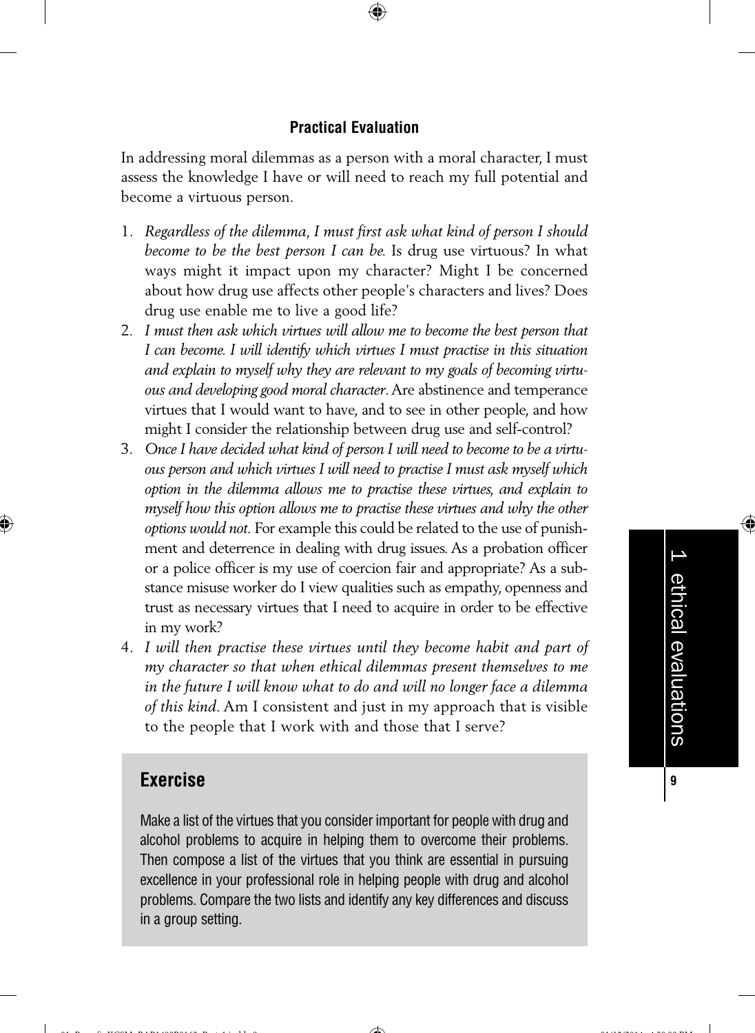### Practical Evaluation

In addressing moral dilemmas as a person with a moral character, I must assess the knowledge I have or will need to reach my full potential and become a virtuous person.

1. *Regardless of the dilemma, I must first ask what kind of person I should become to be the best person I can be.* Is drug use virtuous? In what ways might it impact upon my character? Might I be concerned about how drug use affects other people's characters and lives? Does drug use enable me to live a good life?
2. *I must then ask which virtues will allow me to become the best person that I can become. I will identify which virtues I must practise in this situation and explain to myself why they are relevant to my goals of becoming virtuous and developing good moral character*. Are abstinence and temperance virtues that I would want to have, and to see in other people, and how might I consider the relationship between drug use and self-control?
3. *Once I have decided what kind of person I will need to become to be a virtuous person and which virtues I will need to practise I must ask myself which option in the dilemma allows me to practise these virtues, and explain to myself how this option allows me to practise these virtues and why the other options would not*. For example this could be related to the use of punishment and deterrence in dealing with drug issues. As a probation officer or a police officer is my use of coercion fair and appropriate? As a substance misuse worker do I view qualities such as empathy, openness and trust as necessary virtues that I need to acquire in order to be effective in my work?
4. *I will then practise these virtues until they become habit and part of my character so that when ethical dilemmas present themselves to me in the future I will know what to do and will no longer face a dilemma of this kind*. Am I consistent and just in my approach that is visible to the people that I work with and those that I serve?

## Exercise

Make a list of the virtues that you consider important for people with drug and alcohol problems to acquire in helping them to overcome their problems. Then compose a list of the virtues that you think are essential in pursuing excellence in your professional role in helping people with drug and alcohol problems. Compare the two lists and identify any key differences and discuss in a group setting.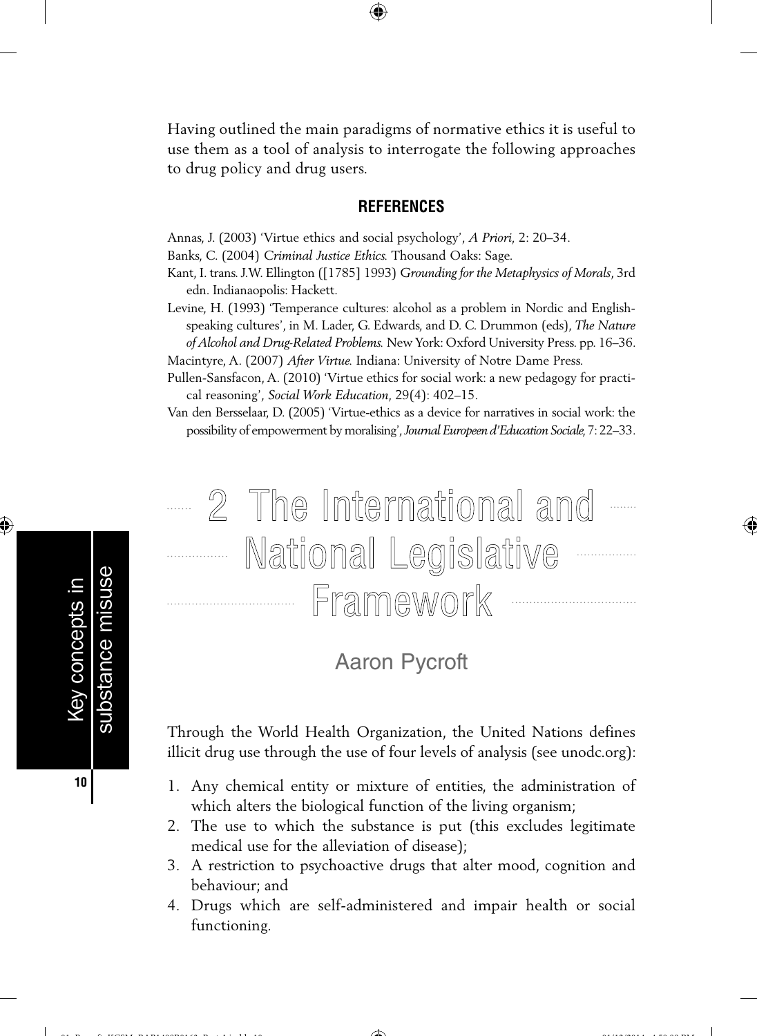Having outlined the main paradigms of normative ethics it is useful to use them as a tool of analysis to interrogate the following approaches to drug policy and drug users.

## REFERENCES

Annas, J. (2003) 'Virtue ethics and social psychology', *A Priori*, 2: 20–34.

Banks, C. (2004) *Criminal Justice Ethics.* Thousand Oaks: Sage.

Kant, I. trans. J.W. Ellington ([1785] 1993) *Grounding for the Metaphysics of Morals*, 3rd edn. Indianaopolis: Hackett.

Levine, H. (1993) 'Temperance cultures: alcohol as a problem in Nordic and English-speaking cultures', in M. Lader, G. Edwards, and D. C. Drummon (eds), *The Nature of Alcohol and Drug-Related Problems.* New York: Oxford University Press. pp. 16–36.

Macintyre, A. (2007) *After Virtue.* Indiana: University of Notre Dame Press.

Pullen-Sansfacon, A. (2010) 'Virtue ethics for social work: a new pedagogy for practical reasoning', *Social Work Education*, 29(4): 402–15.

Van den Bersselaar, D. (2005) 'Virtue-ethics as a device for narratives in social work: the possibility of empowerment by moralising', *Journal Europeen d'Education Sociale,* 7: 22–33.

# 2 The International and National Legislative Framework

Aaron Pycroft

Through the World Health Organization, the United Nations defines illicit drug use through the use of four levels of analysis (see unodc.org):

1. Any chemical entity or mixture of entities, the administration of which alters the biological function of the living organism;
2. The use to which the substance is put (this excludes legitimate medical use for the alleviation of disease);
3. A restriction to psychoactive drugs that alter mood, cognition and behaviour; and
4. Drugs which are self-administered and impair health or social functioning.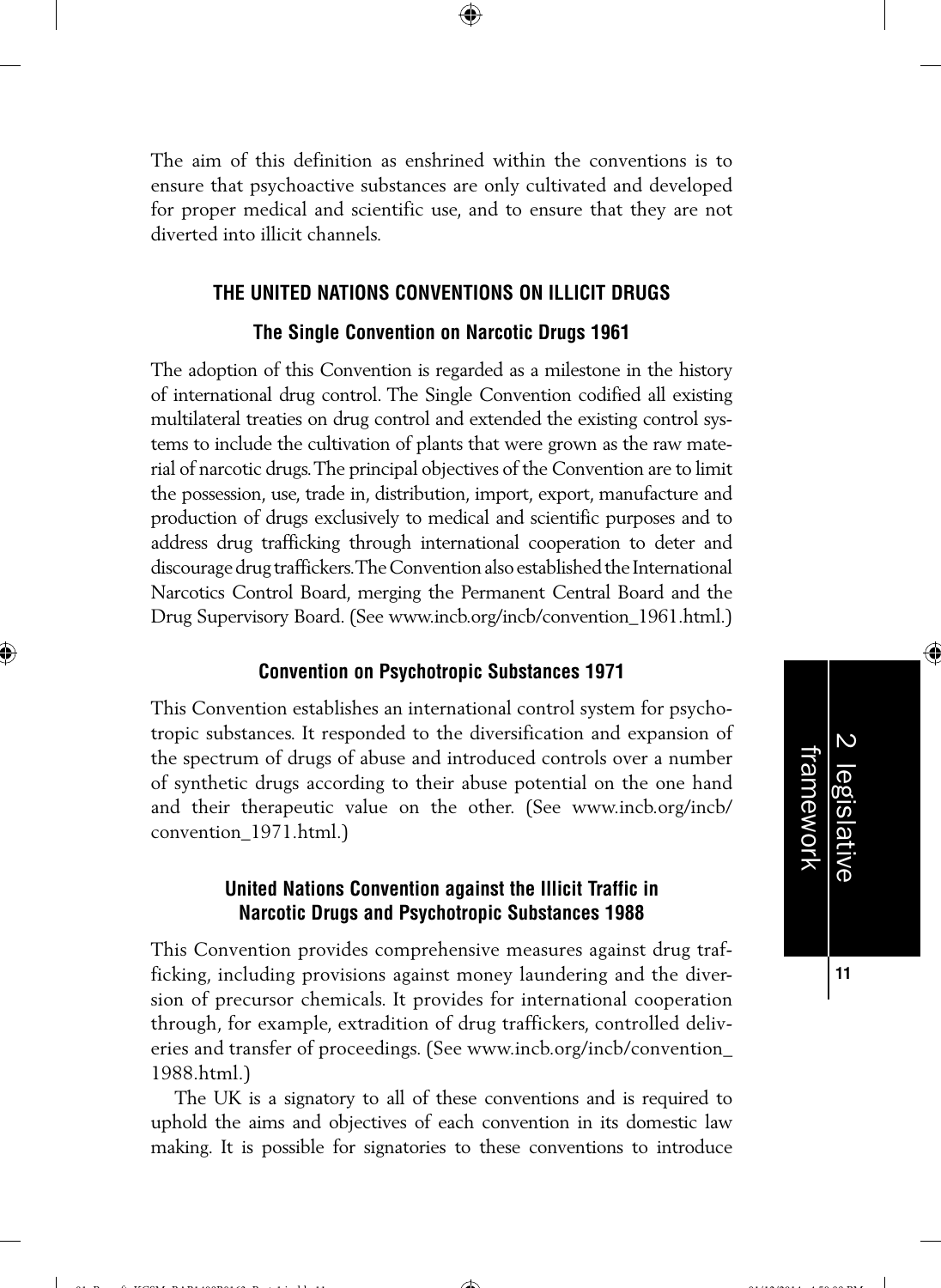The aim of this definition as enshrined within the conventions is to ensure that psychoactive substances are only cultivated and developed for proper medical and scientific use, and to ensure that they are not diverted into illicit channels.

## THE UNITED NATIONS CONVENTIONS ON ILLICIT DRUGS

### The Single Convention on Narcotic Drugs 1961

The adoption of this Convention is regarded as a milestone in the history of international drug control. The Single Convention codified all existing multilateral treaties on drug control and extended the existing control systems to include the cultivation of plants that were grown as the raw material of narcotic drugs. The principal objectives of the Convention are to limit the possession, use, trade in, distribution, import, export, manufacture and production of drugs exclusively to medical and scientific purposes and to address drug trafficking through international cooperation to deter and discourage drug traffickers. The Convention also established the International Narcotics Control Board, merging the Permanent Central Board and the Drug Supervisory Board. (See www.incb.org/incb/convention_1961.html.)

### Convention on Psychotropic Substances 1971

This Convention establishes an international control system for psychotropic substances. It responded to the diversification and expansion of the spectrum of drugs of abuse and introduced controls over a number of synthetic drugs according to their abuse potential on the one hand and their therapeutic value on the other. (See www.incb.org/incb/convention_1971.html.)

### United Nations Convention against the Illicit Traffic in Narcotic Drugs and Psychotropic Substances 1988

This Convention provides comprehensive measures against drug trafficking, including provisions against money laundering and the diversion of precursor chemicals. It provides for international cooperation through, for example, extradition of drug traffickers, controlled deliveries and transfer of proceedings. (See www.incb.org/incb/convention_1988.html.)

The UK is a signatory to all of these conventions and is required to uphold the aims and objectives of each convention in its domestic law making. It is possible for signatories to these conventions to introduce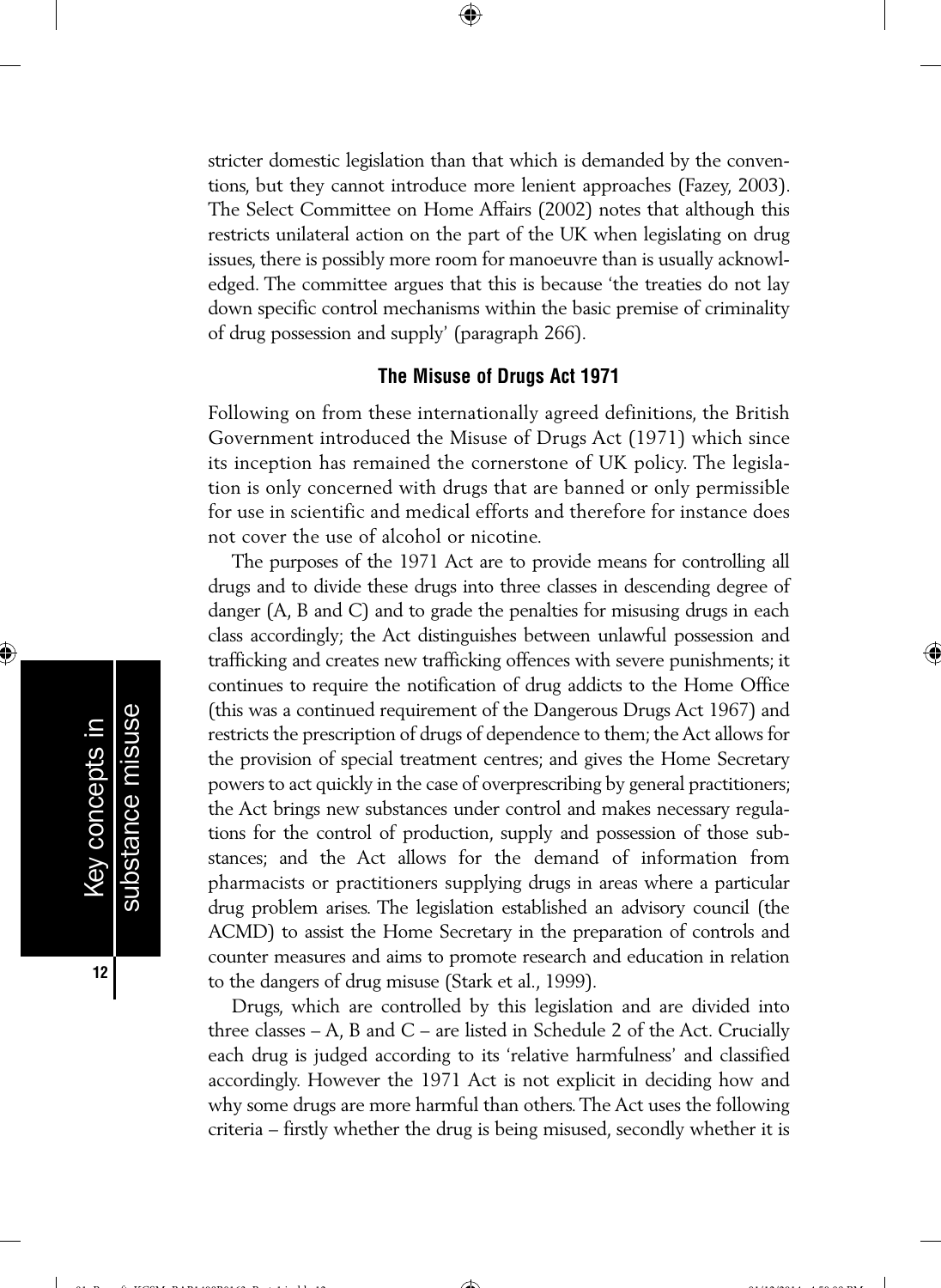stricter domestic legislation than that which is demanded by the conventions, but they cannot introduce more lenient approaches (Fazey, 2003). The Select Committee on Home Affairs (2002) notes that although this restricts unilateral action on the part of the UK when legislating on drug issues, there is possibly more room for manoeuvre than is usually acknowledged. The committee argues that this is because 'the treaties do not lay down specific control mechanisms within the basic premise of criminality of drug possession and supply' (paragraph 266).

### The Misuse of Drugs Act 1971

Following on from these internationally agreed definitions, the British Government introduced the Misuse of Drugs Act (1971) which since its inception has remained the cornerstone of UK policy. The legislation is only concerned with drugs that are banned or only permissible for use in scientific and medical efforts and therefore for instance does not cover the use of alcohol or nicotine.

The purposes of the 1971 Act are to provide means for controlling all drugs and to divide these drugs into three classes in descending degree of danger (A, B and C) and to grade the penalties for misusing drugs in each class accordingly; the Act distinguishes between unlawful possession and trafficking and creates new trafficking offences with severe punishments; it continues to require the notification of drug addicts to the Home Office (this was a continued requirement of the Dangerous Drugs Act 1967) and restricts the prescription of drugs of dependence to them; the Act allows for the provision of special treatment centres; and gives the Home Secretary powers to act quickly in the case of overprescribing by general practitioners; the Act brings new substances under control and makes necessary regulations for the control of production, supply and possession of those substances; and the Act allows for the demand of information from pharmacists or practitioners supplying drugs in areas where a particular drug problem arises. The legislation established an advisory council (the ACMD) to assist the Home Secretary in the preparation of controls and counter measures and aims to promote research and education in relation to the dangers of drug misuse (Stark et al., 1999).

Drugs, which are controlled by this legislation and are divided into three classes – A, B and C – are listed in Schedule 2 of the Act. Crucially each drug is judged according to its 'relative harmfulness' and classified accordingly. However the 1971 Act is not explicit in deciding how and why some drugs are more harmful than others. The Act uses the following criteria – firstly whether the drug is being misused, secondly whether it is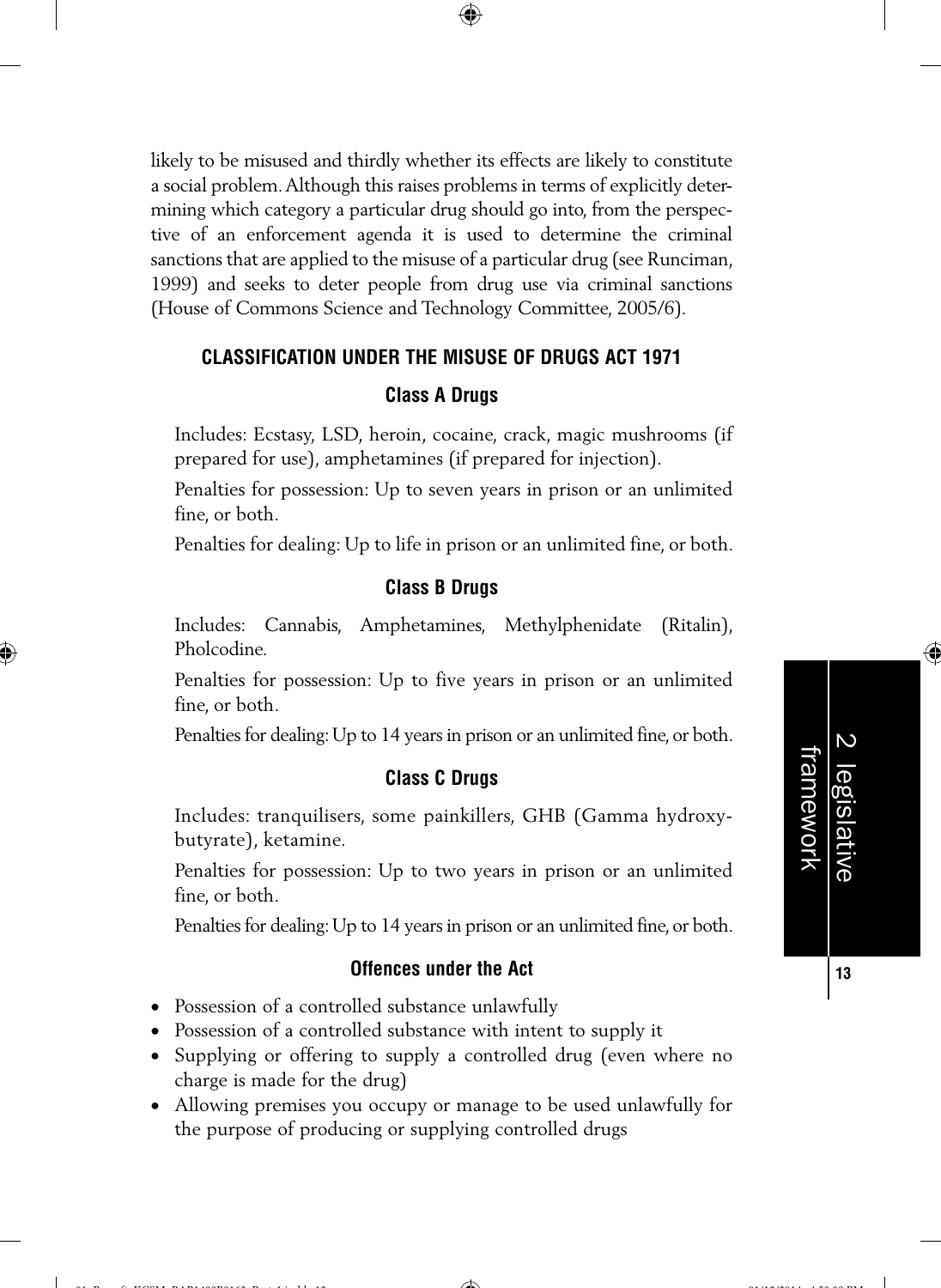likely to be misused and thirdly whether its effects are likely to constitute a social problem. Although this raises problems in terms of explicitly determining which category a particular drug should go into, from the perspective of an enforcement agenda it is used to determine the criminal sanctions that are applied to the misuse of a particular drug (see Runciman, 1999) and seeks to deter people from drug use via criminal sanctions (House of Commons Science and Technology Committee, 2005/6).

## CLASSIFICATION UNDER THE MISUSE OF DRUGS ACT 1971

### Class A Drugs

Includes: Ecstasy, LSD, heroin, cocaine, crack, magic mushrooms (if prepared for use), amphetamines (if prepared for injection).

Penalties for possession: Up to seven years in prison or an unlimited fine, or both.

Penalties for dealing: Up to life in prison or an unlimited fine, or both.

### Class B Drugs

Includes: Cannabis, Amphetamines, Methylphenidate (Ritalin), Pholcodine.

Penalties for possession: Up to five years in prison or an unlimited fine, or both.

Penalties for dealing: Up to 14 years in prison or an unlimited fine, or both.

### Class C Drugs

Includes: tranquilisers, some painkillers, GHB (Gamma hydroxybutyrate), ketamine.

Penalties for possession: Up to two years in prison or an unlimited fine, or both.

Penalties for dealing: Up to 14 years in prison or an unlimited fine, or both.

### Offences under the Act

- Possession of a controlled substance unlawfully
- Possession of a controlled substance with intent to supply it
- Supplying or offering to supply a controlled drug (even where no charge is made for the drug)
- Allowing premises you occupy or manage to be used unlawfully for the purpose of producing or supplying controlled drugs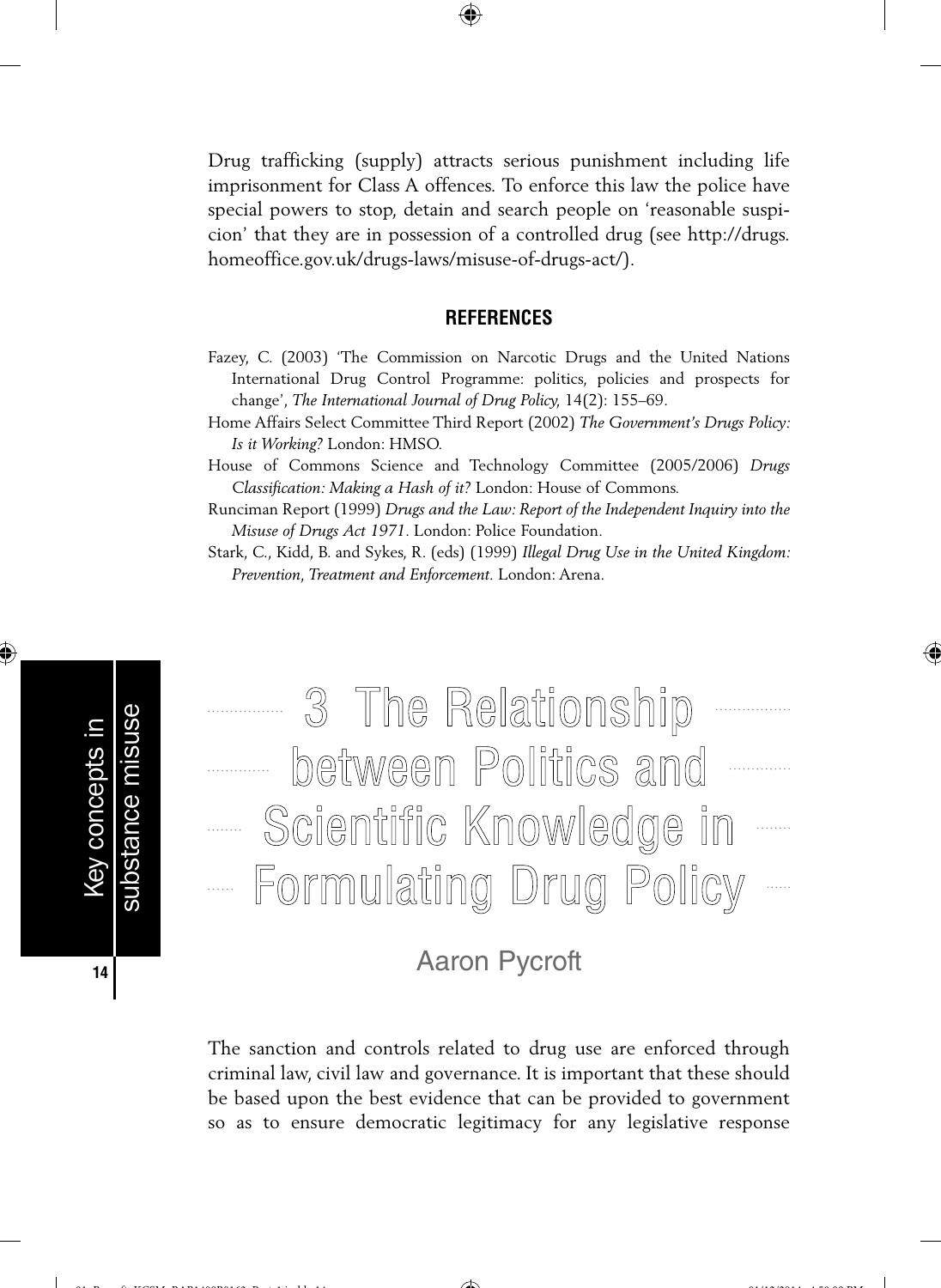Drug trafficking (supply) attracts serious punishment including life imprisonment for Class A offences. To enforce this law the police have special powers to stop, detain and search people on 'reasonable suspicion' that they are in possession of a controlled drug (see http://drugs.homeoffice.gov.uk/drugs-laws/misuse-of-drugs-act/).

## REFERENCES

Fazey, C. (2003) 'The Commission on Narcotic Drugs and the United Nations International Drug Control Programme: politics, policies and prospects for change', *The International Journal of Drug Policy*, 14(2): 155–69.

Home Affairs Select Committee Third Report (2002) *The Government's Drugs Policy: Is it Working?* London: HMSO.

House of Commons Science and Technology Committee (2005/2006) *Drugs Classification: Making a Hash of it?* London: House of Commons.

Runciman Report (1999) *Drugs and the Law: Report of the Independent Inquiry into the Misuse of Drugs Act 1971*. London: Police Foundation.

Stark, C., Kidd, B. and Sykes, R. (eds) (1999) *Illegal Drug Use in the United Kingdom: Prevention, Treatment and Enforcement*. London: Arena.

# 3 The Relationship between Politics and Scientific Knowledge in Formulating Drug Policy

Aaron Pycroft

The sanction and controls related to drug use are enforced through criminal law, civil law and governance. It is important that these should be based upon the best evidence that can be provided to government so as to ensure democratic legitimacy for any legislative response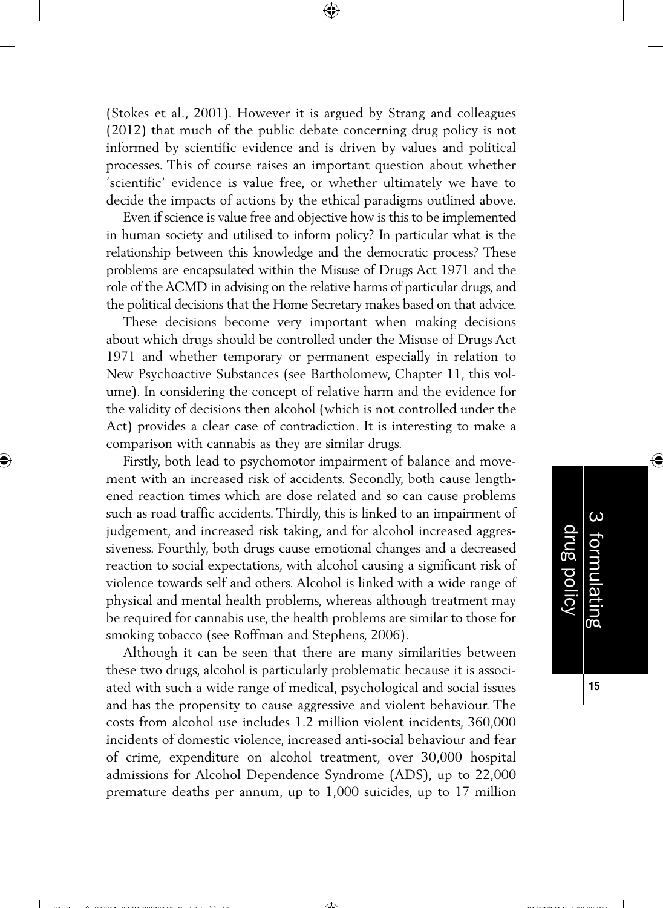(Stokes et al., 2001). However it is argued by Strang and colleagues (2012) that much of the public debate concerning drug policy is not informed by scientific evidence and is driven by values and political processes. This of course raises an important question about whether 'scientific' evidence is value free, or whether ultimately we have to decide the impacts of actions by the ethical paradigms outlined above.

Even if science is value free and objective how is this to be implemented in human society and utilised to inform policy? In particular what is the relationship between this knowledge and the democratic process? These problems are encapsulated within the Misuse of Drugs Act 1971 and the role of the ACMD in advising on the relative harms of particular drugs, and the political decisions that the Home Secretary makes based on that advice.

These decisions become very important when making decisions about which drugs should be controlled under the Misuse of Drugs Act 1971 and whether temporary or permanent especially in relation to New Psychoactive Substances (see Bartholomew, Chapter 11, this volume). In considering the concept of relative harm and the evidence for the validity of decisions then alcohol (which is not controlled under the Act) provides a clear case of contradiction. It is interesting to make a comparison with cannabis as they are similar drugs.

Firstly, both lead to psychomotor impairment of balance and movement with an increased risk of accidents. Secondly, both cause lengthened reaction times which are dose related and so can cause problems such as road traffic accidents. Thirdly, this is linked to an impairment of judgement, and increased risk taking, and for alcohol increased aggressiveness. Fourthly, both drugs cause emotional changes and a decreased reaction to social expectations, with alcohol causing a significant risk of violence towards self and others. Alcohol is linked with a wide range of physical and mental health problems, whereas although treatment may be required for cannabis use, the health problems are similar to those for smoking tobacco (see Roffman and Stephens, 2006).

Although it can be seen that there are many similarities between these two drugs, alcohol is particularly problematic because it is associated with such a wide range of medical, psychological and social issues and has the propensity to cause aggressive and violent behaviour. The costs from alcohol use includes 1.2 million violent incidents, 360,000 incidents of domestic violence, increased anti-social behaviour and fear of crime, expenditure on alcohol treatment, over 30,000 hospital admissions for Alcohol Dependence Syndrome (ADS), up to 22,000 premature deaths per annum, up to 1,000 suicides, up to 17 million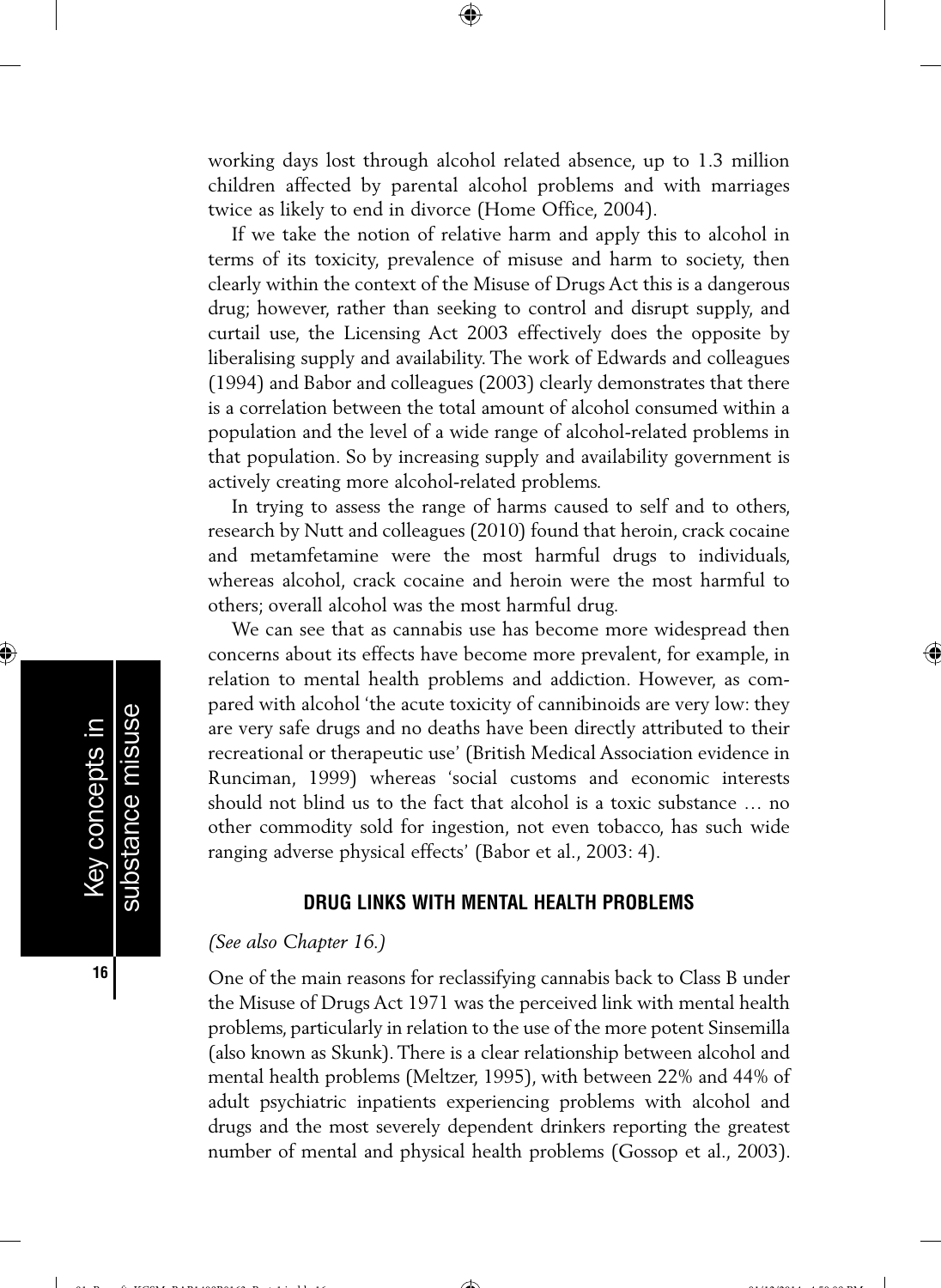working days lost through alcohol related absence, up to 1.3 million children affected by parental alcohol problems and with marriages twice as likely to end in divorce (Home Office, 2004).

If we take the notion of relative harm and apply this to alcohol in terms of its toxicity, prevalence of misuse and harm to society, then clearly within the context of the Misuse of Drugs Act this is a dangerous drug; however, rather than seeking to control and disrupt supply, and curtail use, the Licensing Act 2003 effectively does the opposite by liberalising supply and availability. The work of Edwards and colleagues (1994) and Babor and colleagues (2003) clearly demonstrates that there is a correlation between the total amount of alcohol consumed within a population and the level of a wide range of alcohol-related problems in that population. So by increasing supply and availability government is actively creating more alcohol-related problems.

In trying to assess the range of harms caused to self and to others, research by Nutt and colleagues (2010) found that heroin, crack cocaine and metamfetamine were the most harmful drugs to individuals, whereas alcohol, crack cocaine and heroin were the most harmful to others; overall alcohol was the most harmful drug.

We can see that as cannabis use has become more widespread then concerns about its effects have become more prevalent, for example, in relation to mental health problems and addiction. However, as compared with alcohol 'the acute toxicity of cannibinoids are very low: they are very safe drugs and no deaths have been directly attributed to their recreational or therapeutic use' (British Medical Association evidence in Runciman, 1999) whereas 'social customs and economic interests should not blind us to the fact that alcohol is a toxic substance … no other commodity sold for ingestion, not even tobacco, has such wide ranging adverse physical effects' (Babor et al., 2003: 4).

## DRUG LINKS WITH MENTAL HEALTH PROBLEMS

*(See also Chapter 16.)*

One of the main reasons for reclassifying cannabis back to Class B under the Misuse of Drugs Act 1971 was the perceived link with mental health problems, particularly in relation to the use of the more potent Sinsemilla (also known as Skunk). There is a clear relationship between alcohol and mental health problems (Meltzer, 1995), with between 22% and 44% of adult psychiatric inpatients experiencing problems with alcohol and drugs and the most severely dependent drinkers reporting the greatest number of mental and physical health problems (Gossop et al., 2003).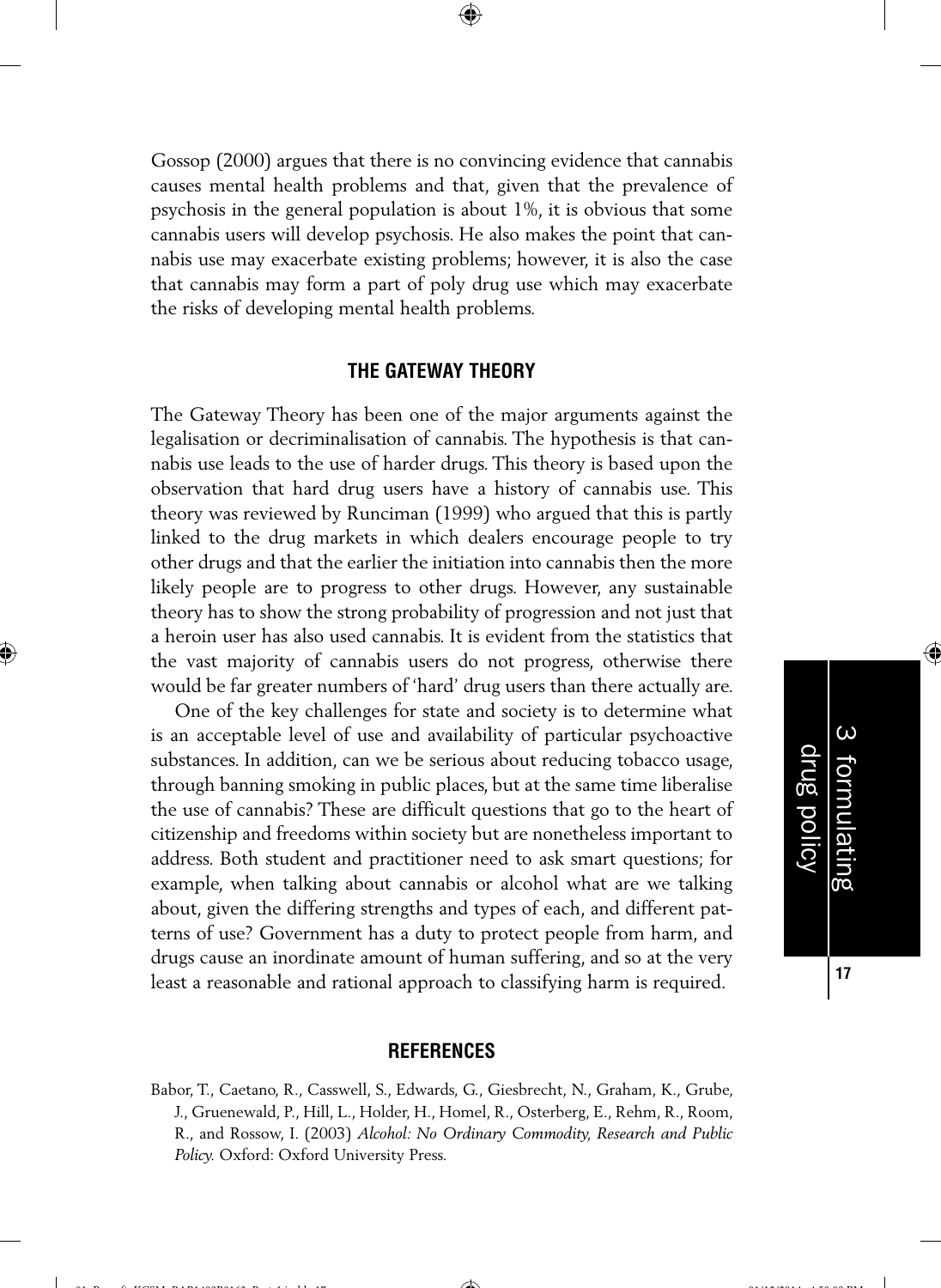Gossop (2000) argues that there is no convincing evidence that cannabis causes mental health problems and that, given that the prevalence of psychosis in the general population is about 1%, it is obvious that some cannabis users will develop psychosis. He also makes the point that cannabis use may exacerbate existing problems; however, it is also the case that cannabis may form a part of poly drug use which may exacerbate the risks of developing mental health problems.

## THE GATEWAY THEORY

The Gateway Theory has been one of the major arguments against the legalisation or decriminalisation of cannabis. The hypothesis is that cannabis use leads to the use of harder drugs. This theory is based upon the observation that hard drug users have a history of cannabis use. This theory was reviewed by Runciman (1999) who argued that this is partly linked to the drug markets in which dealers encourage people to try other drugs and that the earlier the initiation into cannabis then the more likely people are to progress to other drugs. However, any sustainable theory has to show the strong probability of progression and not just that a heroin user has also used cannabis. It is evident from the statistics that the vast majority of cannabis users do not progress, otherwise there would be far greater numbers of 'hard' drug users than there actually are.

One of the key challenges for state and society is to determine what is an acceptable level of use and availability of particular psychoactive substances. In addition, can we be serious about reducing tobacco usage, through banning smoking in public places, but at the same time liberalise the use of cannabis? These are difficult questions that go to the heart of citizenship and freedoms within society but are nonetheless important to address. Both student and practitioner need to ask smart questions; for example, when talking about cannabis or alcohol what are we talking about, given the differing strengths and types of each, and different patterns of use? Government has a duty to protect people from harm, and drugs cause an inordinate amount of human suffering, and so at the very least a reasonable and rational approach to classifying harm is required.

## REFERENCES

Babor, T., Caetano, R., Casswell, S., Edwards, G., Giesbrecht, N., Graham, K., Grube, J., Gruenewald, P., Hill, L., Holder, H., Homel, R., Osterberg, E., Rehm, R., Room, R., and Rossow, I. (2003) *Alcohol: No Ordinary Commodity, Research and Public Policy.* Oxford: Oxford University Press.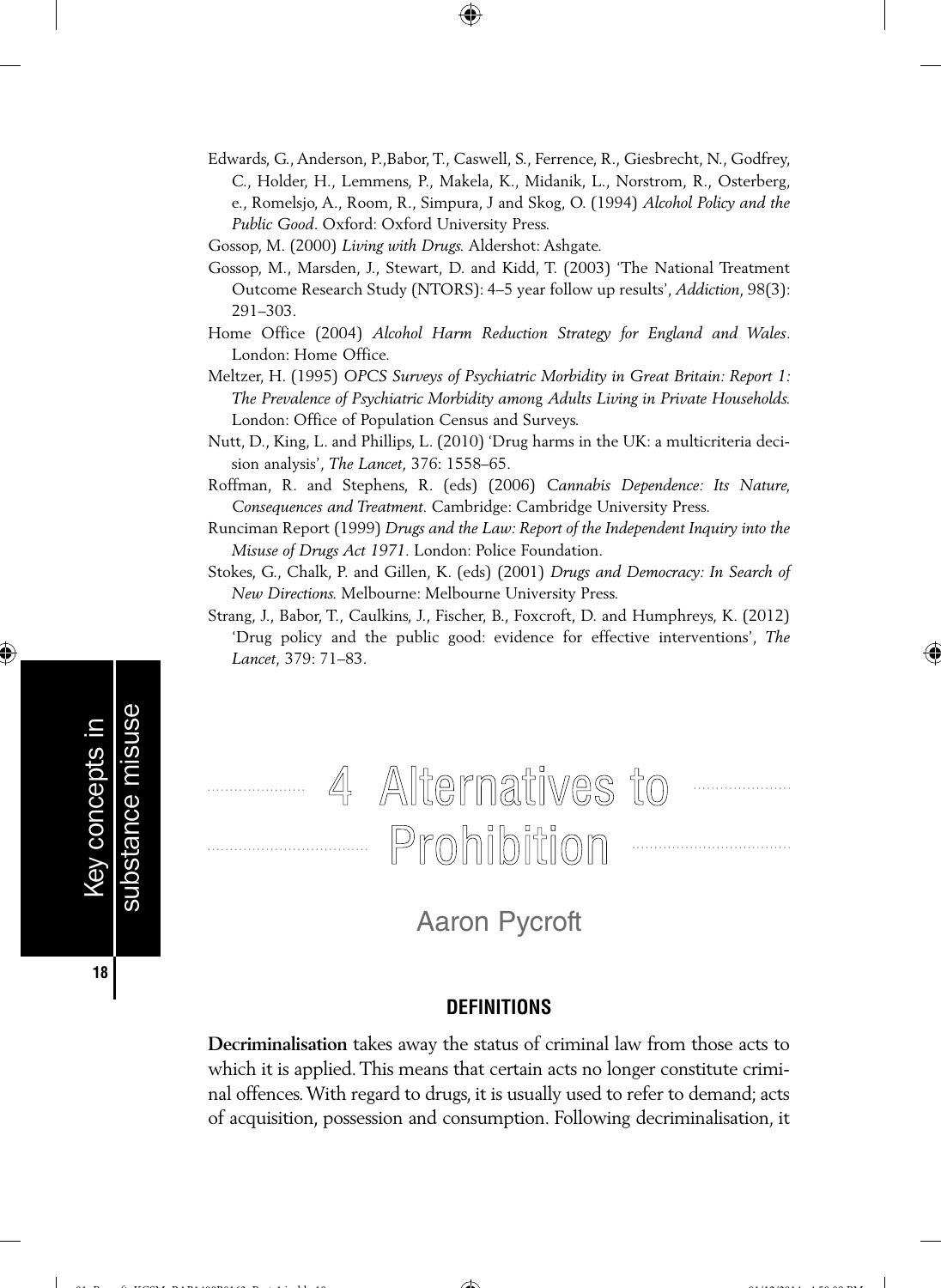Edwards, G., Anderson, P.,Babor, T., Caswell, S., Ferrence, R., Giesbrecht, N., Godfrey, C., Holder, H., Lemmens, P., Makela, K., Midanik, L., Norstrom, R., Osterberg, e., Romelsjo, A., Room, R., Simpura, J and Skog, O. (1994) *Alcohol Policy and the Public Good*. Oxford: Oxford University Press.

Gossop, M. (2000) *Living with Drugs.* Aldershot: Ashgate.

Gossop, M., Marsden, J., Stewart, D. and Kidd, T. (2003) 'The National Treatment Outcome Research Study (NTORS): 4–5 year follow up results', *Addiction*, 98(3): 291–303.

Home Office (2004) *Alcohol Harm Reduction Strategy for England and Wales*. London: Home Office.

Meltzer, H. (1995) *OPCS Surveys of Psychiatric Morbidity in Great Britain: Report 1: The Prevalence of Psychiatric Morbidity among Adults Living in Private Households.* London: Office of Population Census and Surveys.

Nutt, D., King, L. and Phillips, L. (2010) 'Drug harms in the UK: a multicriteria decision analysis', *The Lancet*, 376: 1558–65.

Roffman, R. and Stephens, R. (eds) (2006) *Cannabis Dependence: Its Nature, Consequences and Treatment.* Cambridge: Cambridge University Press.

Runciman Report (1999) *Drugs and the Law: Report of the Independent Inquiry into the Misuse of Drugs Act 1971.* London: Police Foundation.

Stokes, G., Chalk, P. and Gillen, K. (eds) (2001) *Drugs and Democracy: In Search of New Directions.* Melbourne: Melbourne University Press.

Strang, J., Babor, T., Caulkins, J., Fischer, B., Foxcroft, D. and Humphreys, K. (2012) 'Drug policy and the public good: evidence for effective interventions', *The Lancet*, 379: 71–83.

# 4 Alternatives to Prohibition

Aaron Pycroft

## DEFINITIONS

**Decriminalisation** takes away the status of criminal law from those acts to which it is applied. This means that certain acts no longer constitute criminal offences. With regard to drugs, it is usually used to refer to demand; acts of acquisition, possession and consumption. Following decriminalisation, it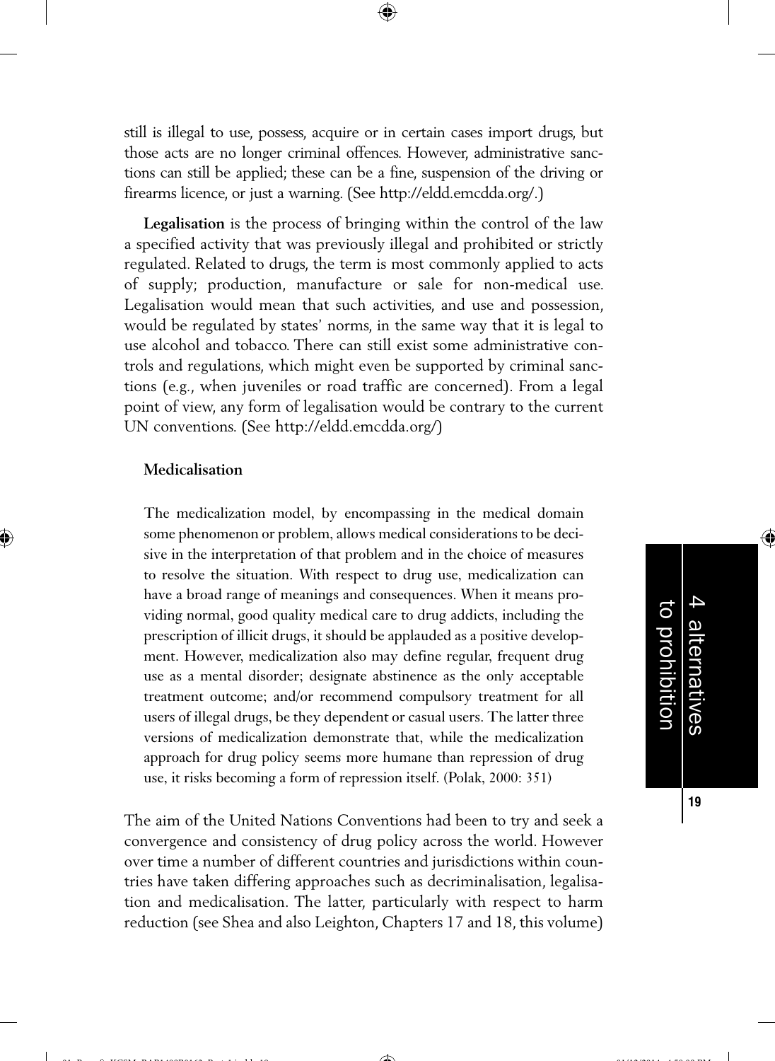still is illegal to use, possess, acquire or in certain cases import drugs, but those acts are no longer criminal offences. However, administrative sanctions can still be applied; these can be a fine, suspension of the driving or firearms licence, or just a warning. (See http://eldd.emcdda.org/.)

**Legalisation** is the process of bringing within the control of the law a specified activity that was previously illegal and prohibited or strictly regulated. Related to drugs, the term is most commonly applied to acts of supply; production, manufacture or sale for non-medical use. Legalisation would mean that such activities, and use and possession, would be regulated by states' norms, in the same way that it is legal to use alcohol and tobacco. There can still exist some administrative controls and regulations, which might even be supported by criminal sanctions (e.g., when juveniles or road traffic are concerned). From a legal point of view, any form of legalisation would be contrary to the current UN conventions. (See http://eldd.emcdda.org/)

**Medicalisation**

> The medicalization model, by encompassing in the medical domain some phenomenon or problem, allows medical considerations to be decisive in the interpretation of that problem and in the choice of measures to resolve the situation. With respect to drug use, medicalization can have a broad range of meanings and consequences. When it means providing normal, good quality medical care to drug addicts, including the prescription of illicit drugs, it should be applauded as a positive development. However, medicalization also may define regular, frequent drug use as a mental disorder; designate abstinence as the only acceptable treatment outcome; and/or recommend compulsory treatment for all users of illegal drugs, be they dependent or casual users. The latter three versions of medicalization demonstrate that, while the medicalization approach for drug policy seems more humane than repression of drug use, it risks becoming a form of repression itself. (Polak, 2000: 351)

The aim of the United Nations Conventions had been to try and seek a convergence and consistency of drug policy across the world. However over time a number of different countries and jurisdictions within countries have taken differing approaches such as decriminalisation, legalisation and medicalisation. The latter, particularly with respect to harm reduction (see Shea and also Leighton, Chapters 17 and 18, this volume)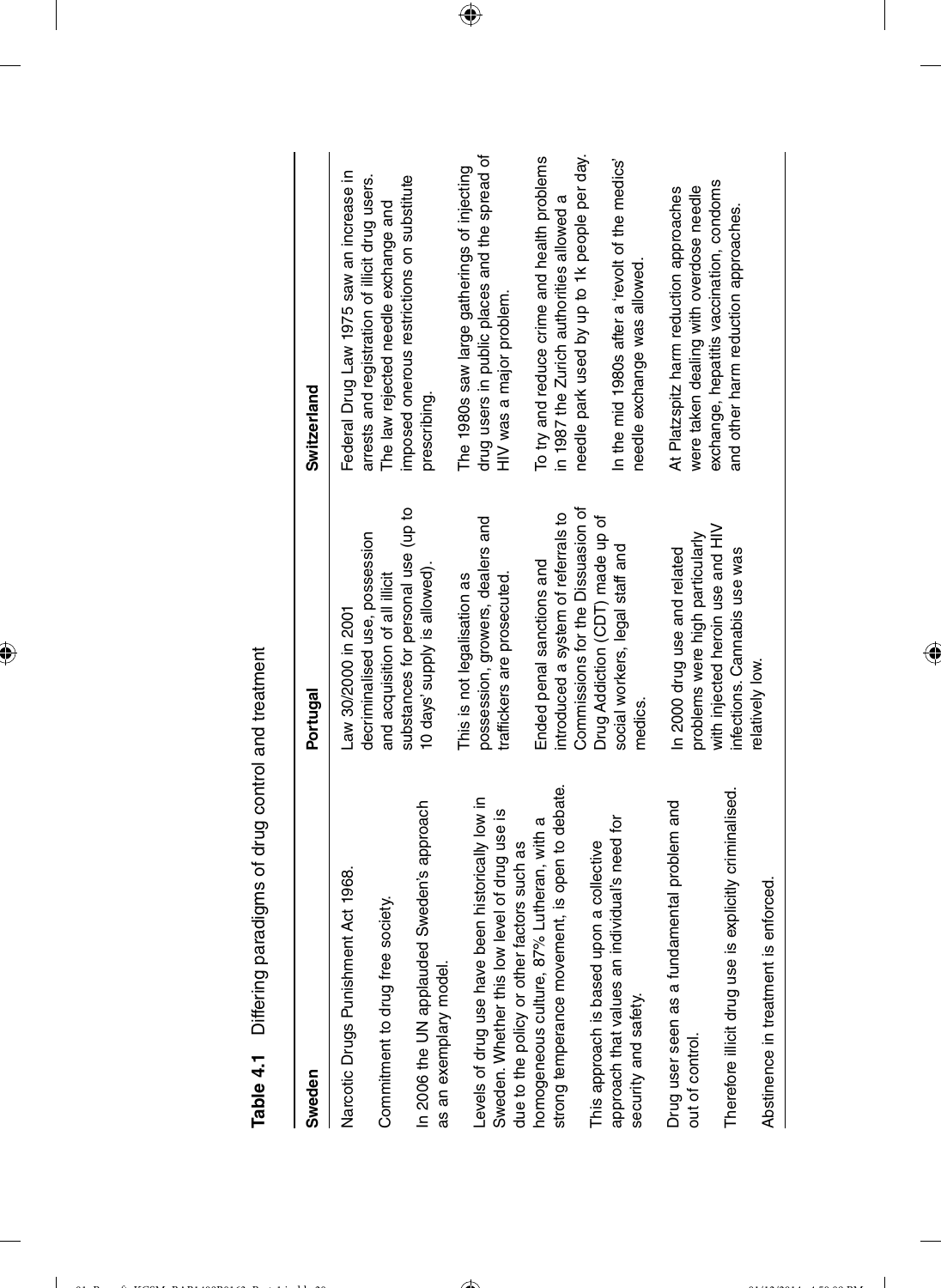**Table 4.1** Differing paradigms of drug control and treatment

| Sweden | Portugal | Switzerland |
|---|---|---|
| Narcotic Drugs Punishment Act 1968. | Law 30/2000 in 2001 decriminalised use, possession and acquisition of all illicit substances for personal use (up to 10 days' supply is allowed). | Federal Drug Law 1975 saw an increase in arrests and registration of illicit drug users. The law rejected needle exchange and imposed onerous restrictions on substitute prescribing. |
| Commitment to drug free society. | | |
| In 2006 the UN applauded Sweden's approach as an exemplary model. | This is not legalisation as possession, growers, dealers and traffickers are prosecuted. | The 1980s saw large gatherings of injecting drug users in public places and the spread of HIV was a major problem. |
| Levels of drug use have been historically low in Sweden. Whether this low level of drug use is due to the policy or other factors such as homogeneous culture, 87% Lutheran, with a strong temperance movement, is open to debate. | Ended penal sanctions and introduced a system of referrals to Commissions for the Dissuasion of Drug Addiction (CDT) made up of social workers, legal staff and medics. | To try and reduce crime and health problems in 1987 the Zurich authorities allowed a needle park used by up to 1k people per day. |
| This approach is based upon a collective approach that values an individual's need for security and safety. | | In the mid 1980s after a 'revolt of the medics' needle exchange was allowed. |
| Drug user seen as a fundamental problem and out of control. | In 2000 drug use and related problems were high particularly with injected heroin use and HIV infections. Cannabis use was relatively low. | At Platzspitz harm reduction approaches were taken dealing with overdose needle exchange, hepatitis vaccination, condoms and other harm reduction approaches. |
| Therefore illicit drug use is explicitly criminalised. | | |
| Abstinence in treatment is enforced. | | |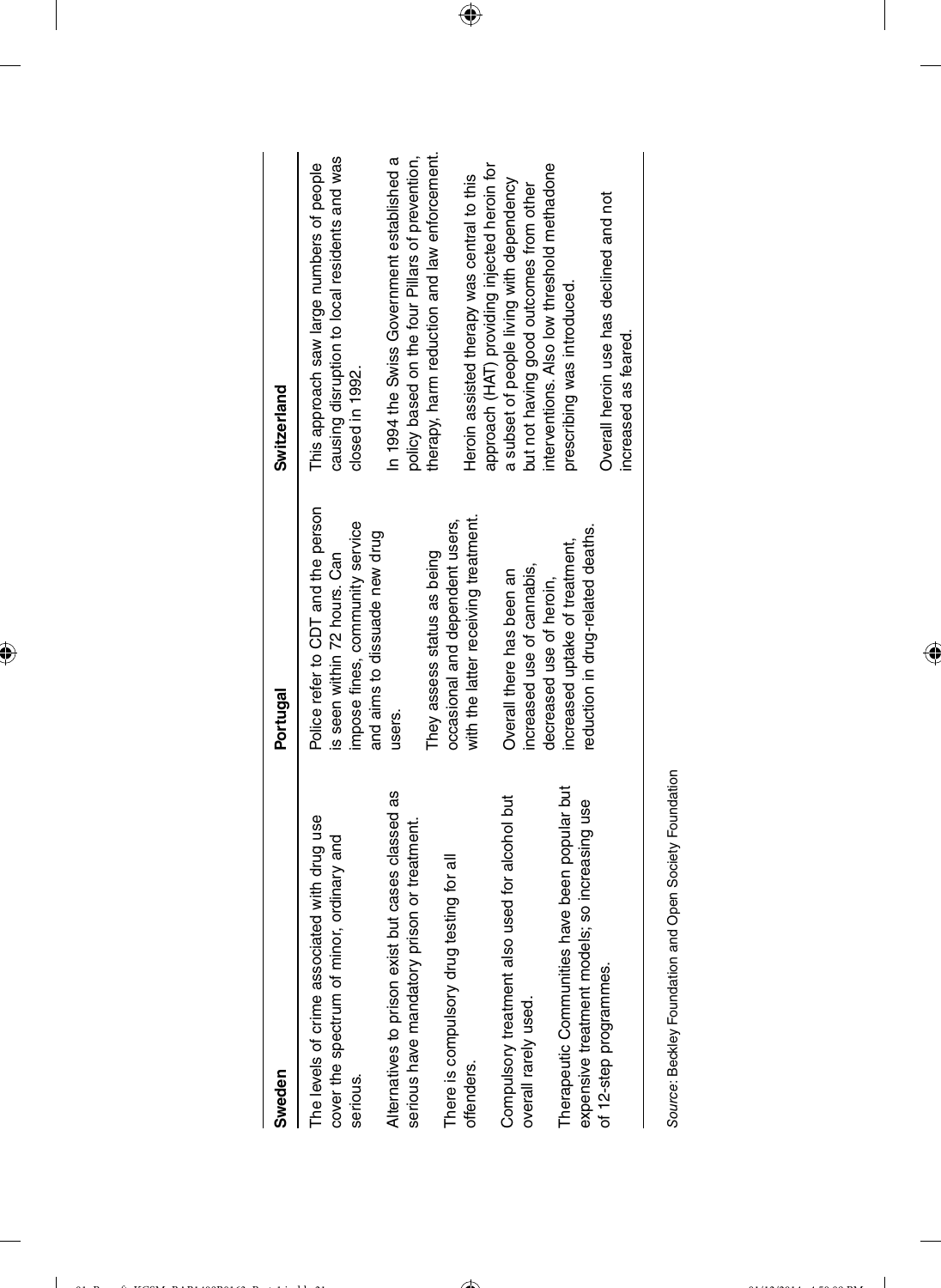| Sweden | Portugal | Switzerland |
|---|---|---|
| The levels of crime associated with drug use cover the spectrum of minor, ordinary and serious.<br><br>Alternatives to prison exist but cases classed as serious have mandatory prison or treatment.<br><br>There is compulsory drug testing for all offenders.<br><br>Compulsory treatment also used for alcohol but overall rarely used.<br><br>Therapeutic Communities have been popular but expensive treatment models; so increasing use of 12-step programmes. | Police refer to CDT and the person is seen within 72 hours. Can impose fines, community service and aims to dissuade new drug users.<br><br>They assess status as being occasional and dependent users, with the latter receiving treatment.<br><br>Overall there has been an increased use of cannabis, decreased use of heroin, increased uptake of treatment, reduction in drug-related deaths. | This approach saw large numbers of people causing disruption to local residents and was closed in 1992.<br><br>In 1994 the Swiss Government established a policy based on the four Pillars of prevention, therapy, harm reduction and law enforcement.<br><br>Heroin assisted therapy was central to this approach (HAT) providing injected heroin for a subset of people living with dependency but not having good outcomes from other interventions. Also low threshold methadone prescribing was introduced.<br><br>Overall heroin use has declined and not increased as feared. |

*Source*: Beckley Foundation and Open Society Foundation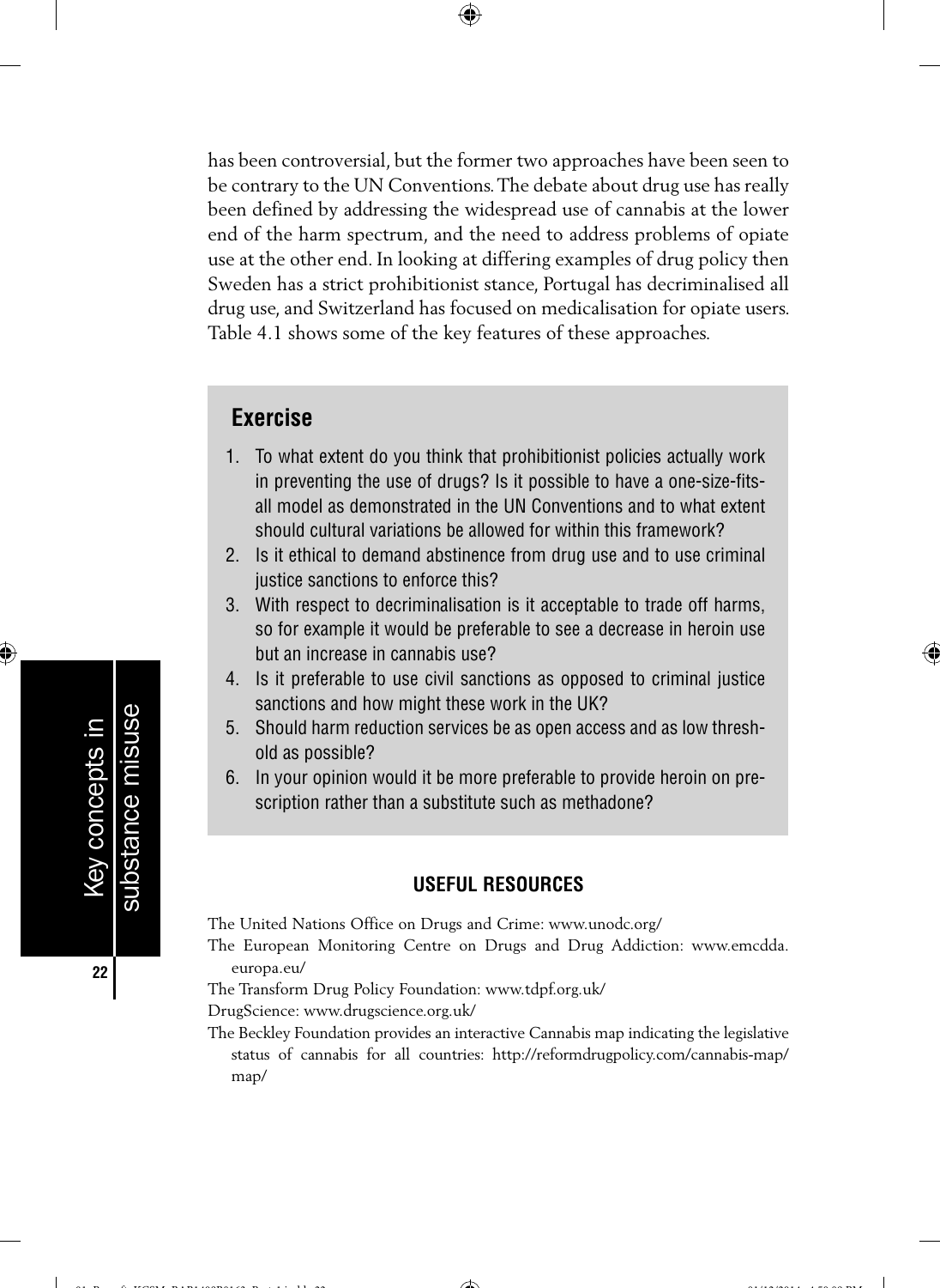has been controversial, but the former two approaches have been seen to be contrary to the UN Conventions. The debate about drug use has really been defined by addressing the widespread use of cannabis at the lower end of the harm spectrum, and the need to address problems of opiate use at the other end. In looking at differing examples of drug policy then Sweden has a strict prohibitionist stance, Portugal has decriminalised all drug use, and Switzerland has focused on medicalisation for opiate users. Table 4.1 shows some of the key features of these approaches.

## Exercise

1. To what extent do you think that prohibitionist policies actually work in preventing the use of drugs? Is it possible to have a one-size-fits-all model as demonstrated in the UN Conventions and to what extent should cultural variations be allowed for within this framework?
2. Is it ethical to demand abstinence from drug use and to use criminal justice sanctions to enforce this?
3. With respect to decriminalisation is it acceptable to trade off harms, so for example it would be preferable to see a decrease in heroin use but an increase in cannabis use?
4. Is it preferable to use civil sanctions as opposed to criminal justice sanctions and how might these work in the UK?
5. Should harm reduction services be as open access and as low threshold as possible?
6. In your opinion would it be more preferable to provide heroin on prescription rather than a substitute such as methadone?

## USEFUL RESOURCES

The United Nations Office on Drugs and Crime: www.unodc.org/

The European Monitoring Centre on Drugs and Drug Addiction: www.emcdda.europa.eu/

The Transform Drug Policy Foundation: www.tdpf.org.uk/

DrugScience: www.drugscience.org.uk/

The Beckley Foundation provides an interactive Cannabis map indicating the legislative status of cannabis for all countries: http://reformdrugpolicy.com/cannabis-map/map/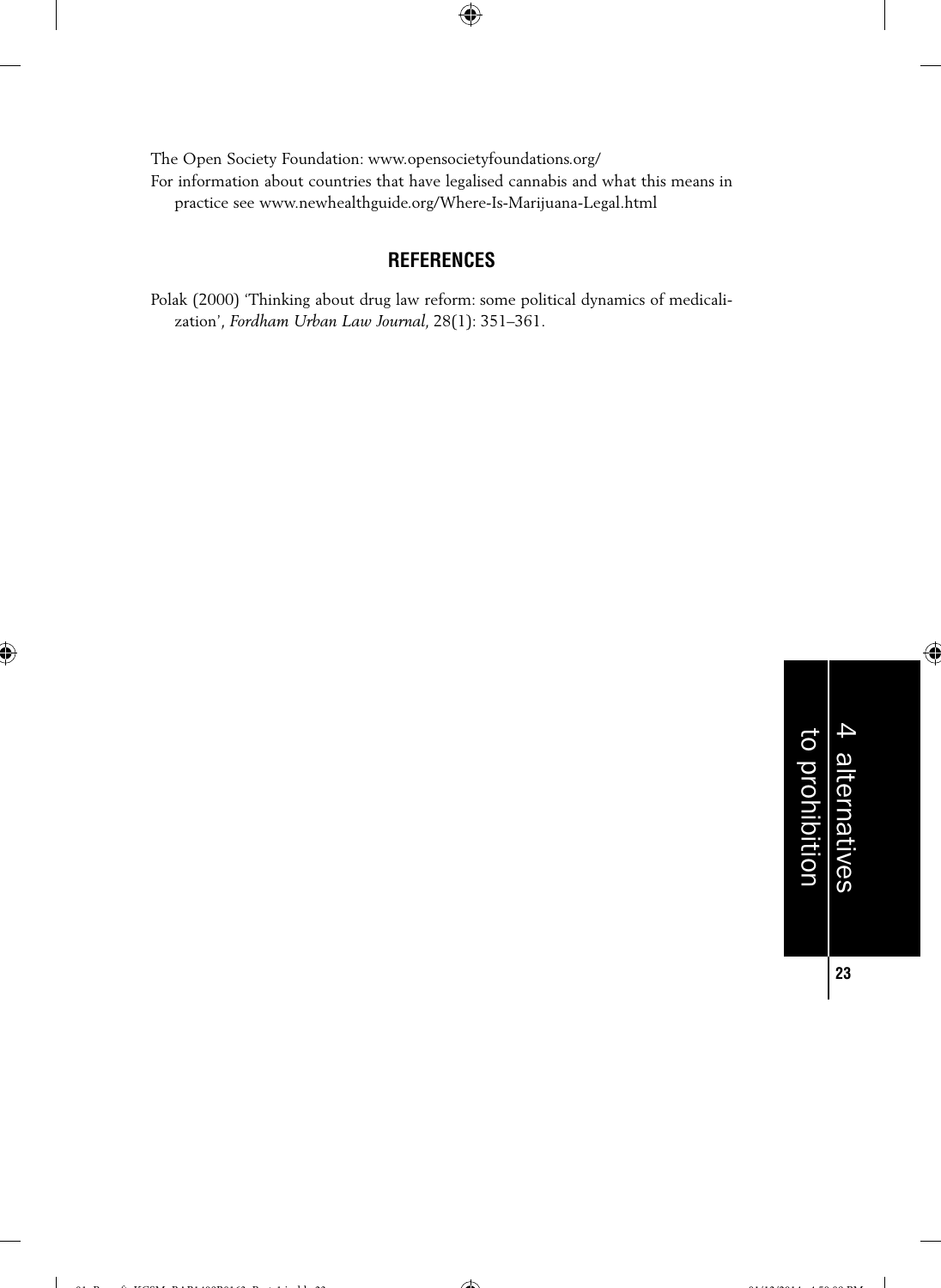The Open Society Foundation: www.opensocietyfoundations.org/

For information about countries that have legalised cannabis and what this means in practice see www.newhealthguide.org/Where-Is-Marijuana-Legal.html

## REFERENCES

Polak (2000) 'Thinking about drug law reform: some political dynamics of medicalization', *Fordham Urban Law Journal*, 28(1): 351–361.